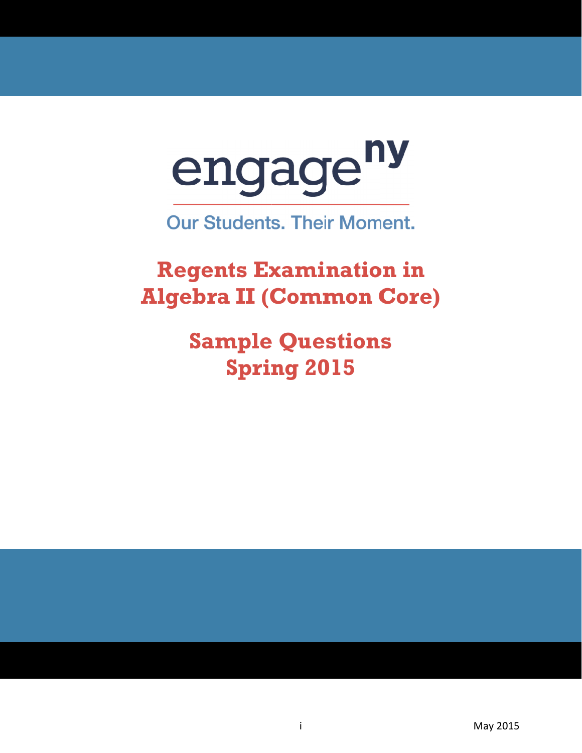engage^ny

Our Students. Their Moment.

# Regents Examination in Algebra II (Common Core)

## Sample Questions Spring 2015

May 2015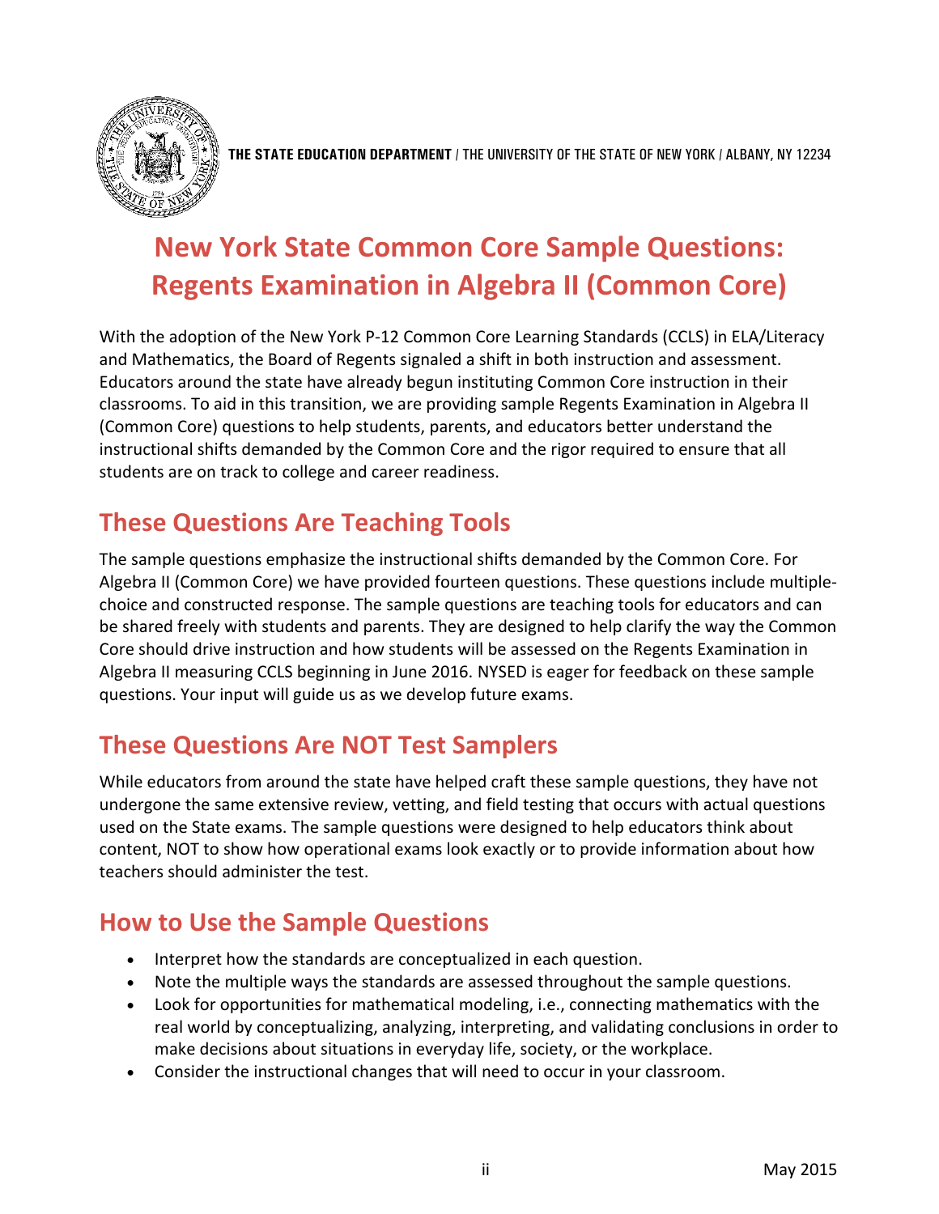THE STATE EDUCATION DEPARTMENT / THE UNIVERSITY OF THE STATE OF NEW YORK / ALBANY, NY 12234

# New York State Common Core Sample Questions: Regents Examination in Algebra II (Common Core)

With the adoption of the New York P-12 Common Core Learning Standards (CCLS) in ELA/Literacy and Mathematics, the Board of Regents signaled a shift in both instruction and assessment. Educators around the state have already begun instituting Common Core instruction in their classrooms. To aid in this transition, we are providing sample Regents Examination in Algebra II (Common Core) questions to help students, parents, and educators better understand the instructional shifts demanded by the Common Core and the rigor required to ensure that all students are on track to college and career readiness.

## These Questions Are Teaching Tools

The sample questions emphasize the instructional shifts demanded by the Common Core. For Algebra II (Common Core) we have provided fourteen questions. These questions include multiple-choice and constructed response. The sample questions are teaching tools for educators and can be shared freely with students and parents. They are designed to help clarify the way the Common Core should drive instruction and how students will be assessed on the Regents Examination in Algebra II measuring CCLS beginning in June 2016. NYSED is eager for feedback on these sample questions. Your input will guide us as we develop future exams.

## These Questions Are NOT Test Samplers

While educators from around the state have helped craft these sample questions, they have not undergone the same extensive review, vetting, and field testing that occurs with actual questions used on the State exams. The sample questions were designed to help educators think about content, NOT to show how operational exams look exactly or to provide information about how teachers should administer the test.

## How to Use the Sample Questions

- Interpret how the standards are conceptualized in each question.
- Note the multiple ways the standards are assessed throughout the sample questions.
- Look for opportunities for mathematical modeling, i.e., connecting mathematics with the real world by conceptualizing, analyzing, interpreting, and validating conclusions in order to make decisions about situations in everyday life, society, or the workplace.
- Consider the instructional changes that will need to occur in your classroom.

May 2015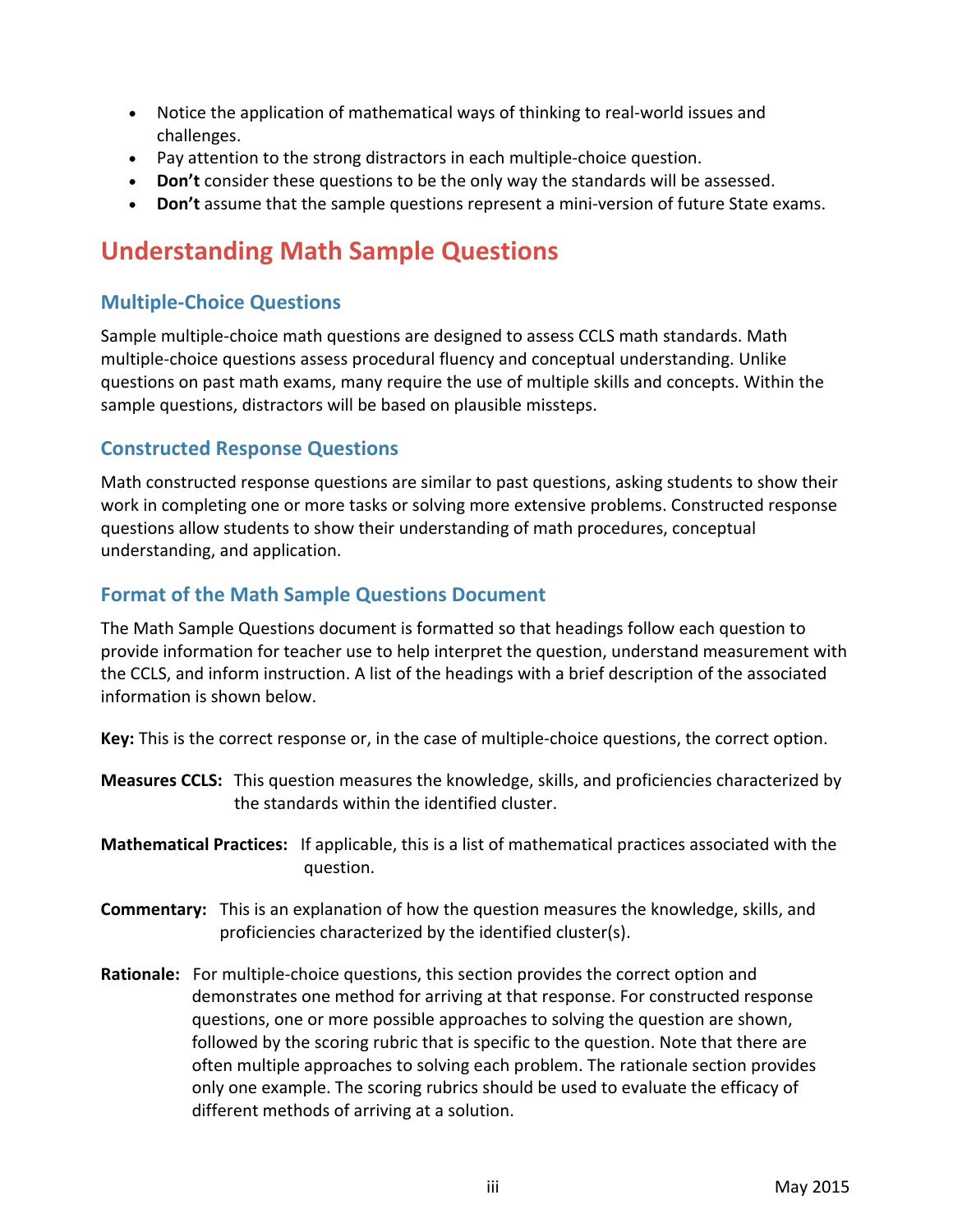- Notice the application of mathematical ways of thinking to real-world issues and challenges.
- Pay attention to the strong distractors in each multiple-choice question.
- **Don't** consider these questions to be the only way the standards will be assessed.
- **Don't** assume that the sample questions represent a mini-version of future State exams.

# Understanding Math Sample Questions

## Multiple-Choice Questions

Sample multiple-choice math questions are designed to assess CCLS math standards. Math multiple-choice questions assess procedural fluency and conceptual understanding. Unlike questions on past math exams, many require the use of multiple skills and concepts. Within the sample questions, distractors will be based on plausible missteps.

## Constructed Response Questions

Math constructed response questions are similar to past questions, asking students to show their work in completing one or more tasks or solving more extensive problems. Constructed response questions allow students to show their understanding of math procedures, conceptual understanding, and application.

## Format of the Math Sample Questions Document

The Math Sample Questions document is formatted so that headings follow each question to provide information for teacher use to help interpret the question, understand measurement with the CCLS, and inform instruction. A list of the headings with a brief description of the associated information is shown below.

**Key:** This is the correct response or, in the case of multiple-choice questions, the correct option.

**Measures CCLS:** This question measures the knowledge, skills, and proficiencies characterized by the standards within the identified cluster.

**Mathematical Practices:** If applicable, this is a list of mathematical practices associated with the question.

**Commentary:** This is an explanation of how the question measures the knowledge, skills, and proficiencies characterized by the identified cluster(s).

**Rationale:** For multiple-choice questions, this section provides the correct option and demonstrates one method for arriving at that response. For constructed response questions, one or more possible approaches to solving the question are shown, followed by the scoring rubric that is specific to the question. Note that there are often multiple approaches to solving each problem. The rationale section provides only one example. The scoring rubrics should be used to evaluate the efficacy of different methods of arriving at a solution.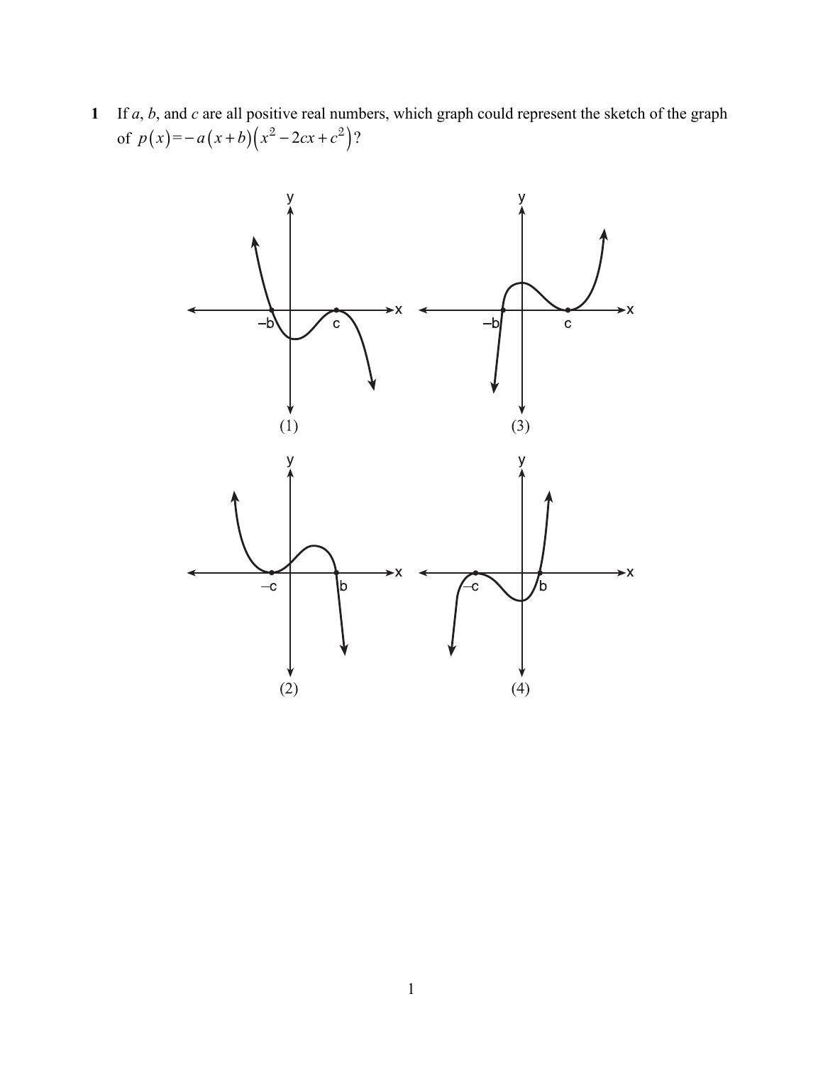**1** If $a$, $b$, and $c$ are all positive real numbers, which graph could represent the sketch of the graph of $p(x) = -a(x+b)\left(x^2 - 2cx + c^2\right)$?

(1)

(3)

(2)

(4)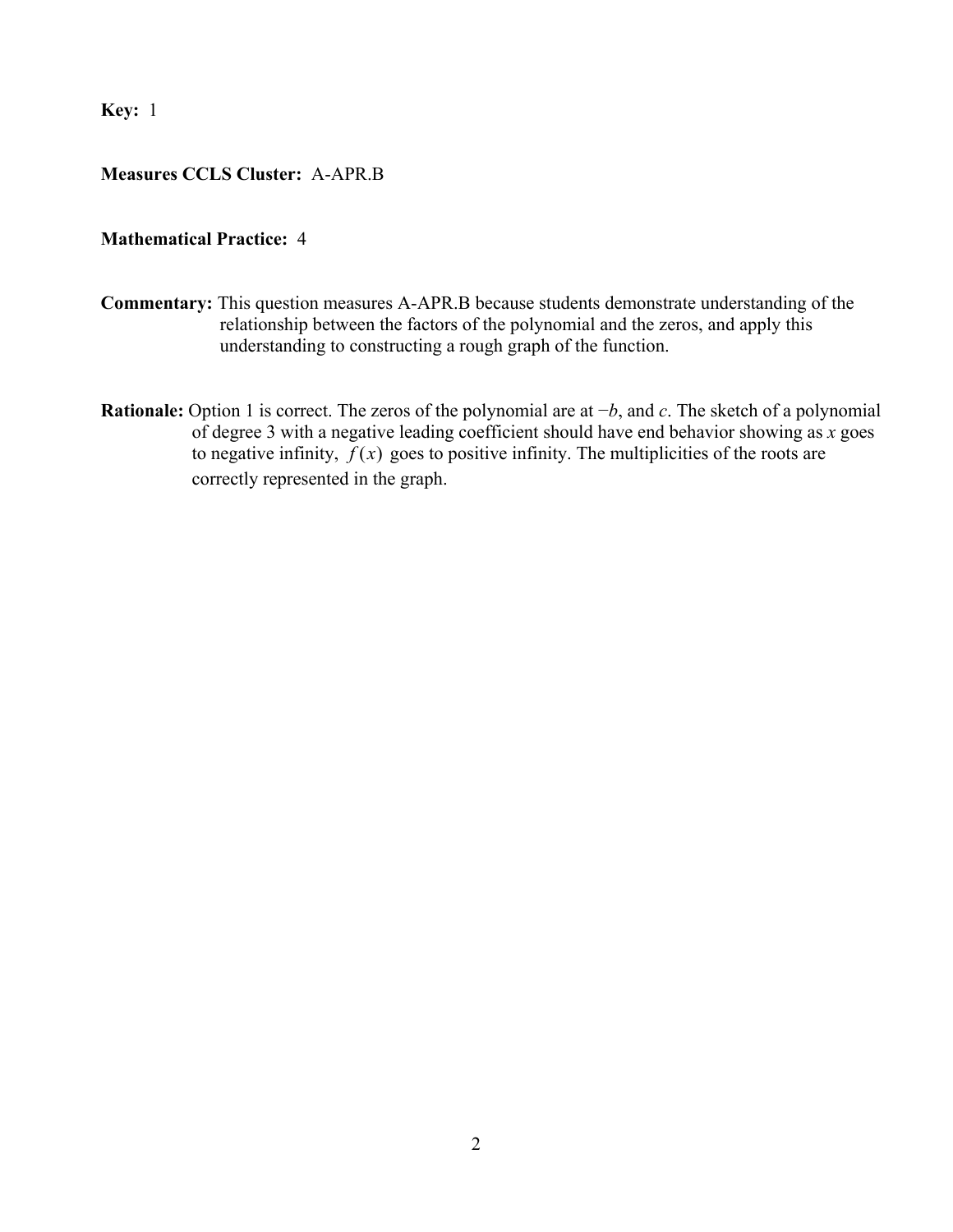**Key:** 1

**Measures CCLS Cluster:** A-APR.B

**Mathematical Practice:** 4

**Commentary:** This question measures A-APR.B because students demonstrate understanding of the relationship between the factors of the polynomial and the zeros, and apply this understanding to constructing a rough graph of the function.

**Rationale:** Option 1 is correct. The zeros of the polynomial are at $-b$, and $c$. The sketch of a polynomial of degree 3 with a negative leading coefficient should have end behavior showing as $x$ goes to negative infinity, $f(x)$ goes to positive infinity. The multiplicities of the roots are correctly represented in the graph.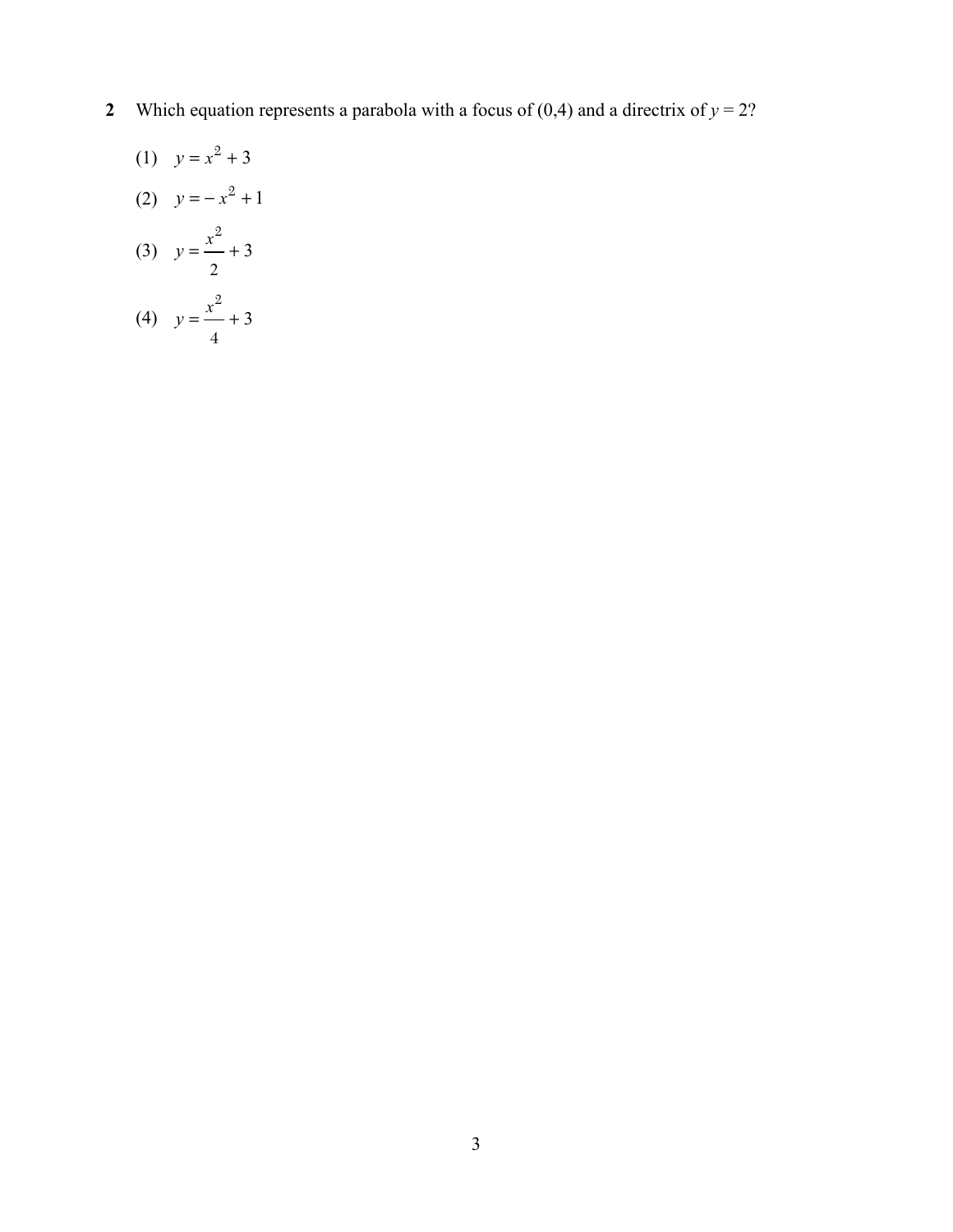**2** Which equation represents a parabola with a focus of $(0,4)$ and a directrix of $y = 2$?

(1) $y = x^2 + 3$

(2) $y = -x^2 + 1$

(3) $y = \frac{x^2}{2} + 3$

(4) $y = \frac{x^2}{4} + 3$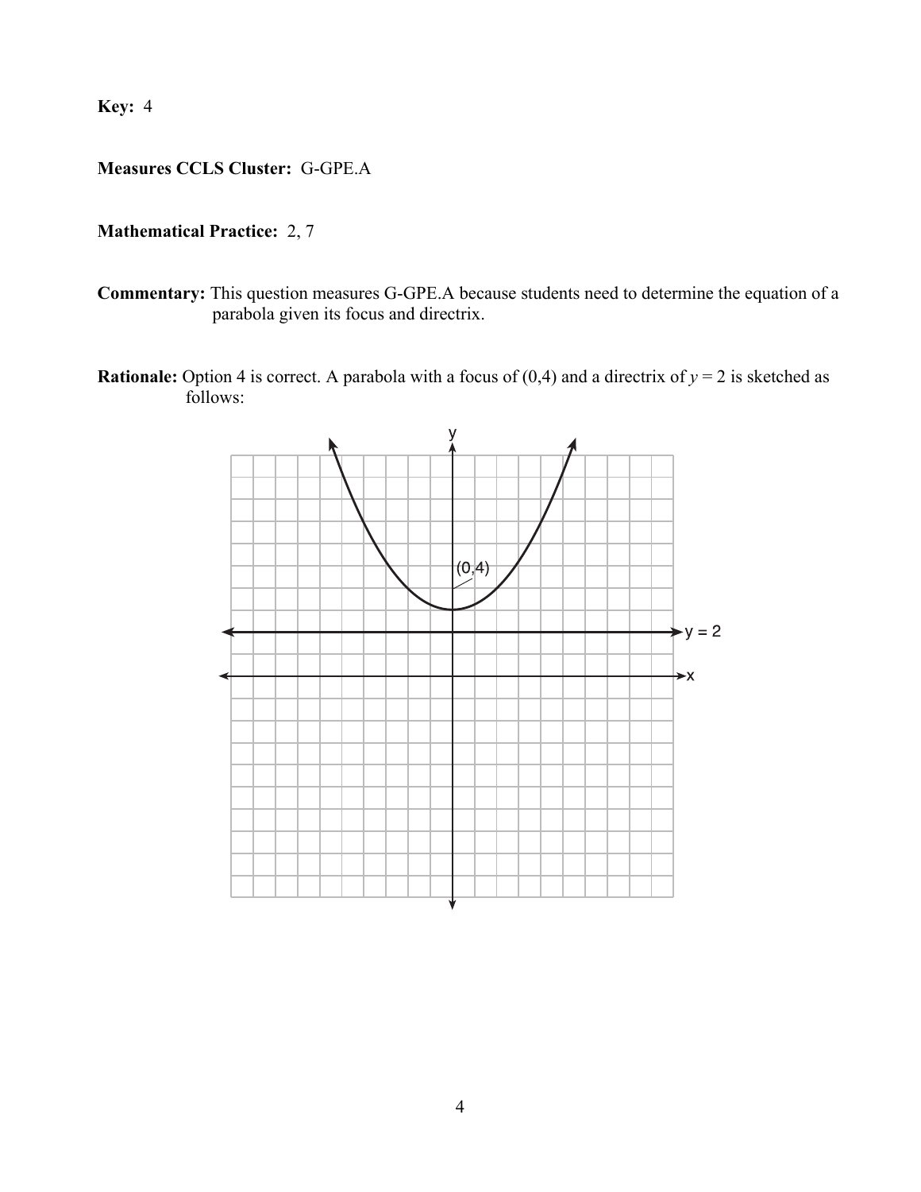**Key:** 4

**Measures CCLS Cluster:** G-GPE.A

**Mathematical Practice:** 2, 7

**Commentary:** This question measures G-GPE.A because students need to determine the equation of a parabola given its focus and directrix.

**Rationale:** Option 4 is correct. A parabola with a focus of (0,4) and a directrix of $y = 2$ is sketched as follows: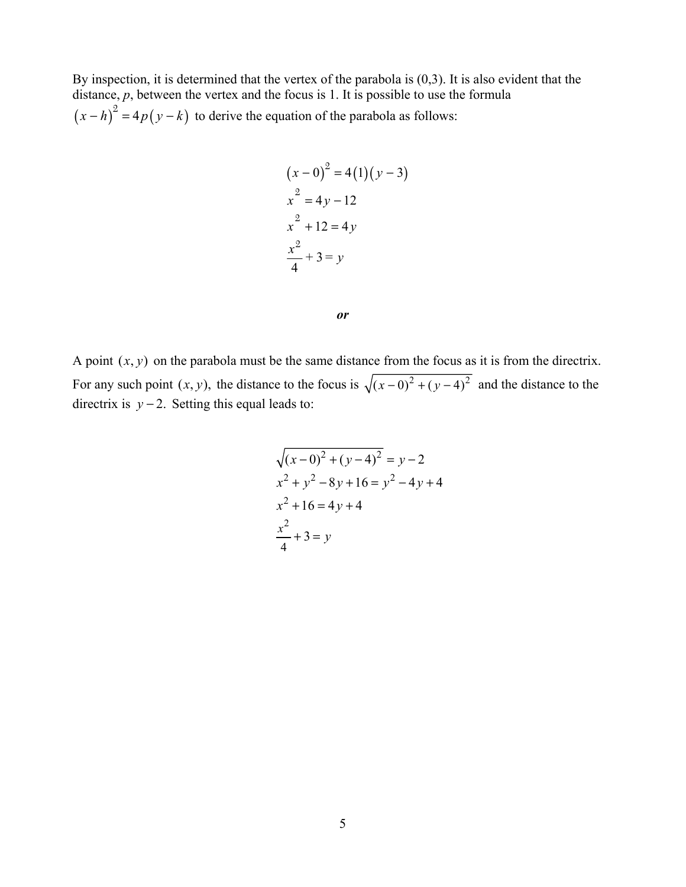By inspection, it is determined that the vertex of the parabola is (0,3). It is also evident that the distance, *p*, between the vertex and the focus is 1. It is possible to use the formula $(x-h)^2 = 4p(y-k)$ to derive the equation of the parabola as follows:

$$
\begin{aligned}
(x-0)^2 &= 4(1)(y-3) \\
x^2 &= 4y - 12 \\
x^2 + 12 &= 4y \\
\frac{x^2}{4} + 3 &= y
\end{aligned}
$$

***or***

A point $(x, y)$ on the parabola must be the same distance from the focus as it is from the directrix. For any such point $(x, y)$, the distance to the focus is $\sqrt{(x-0)^2 + (y-4)^2}$ and the distance to the directrix is $y - 2$. Setting this equal leads to:

$$
\begin{aligned}
\sqrt{(x-0)^2 + (y-4)^2} &= y - 2 \\
x^2 + y^2 - 8y + 16 &= y^2 - 4y + 4 \\
x^2 + 16 &= 4y + 4 \\
\frac{x^2}{4} + 3 &= y
\end{aligned}
$$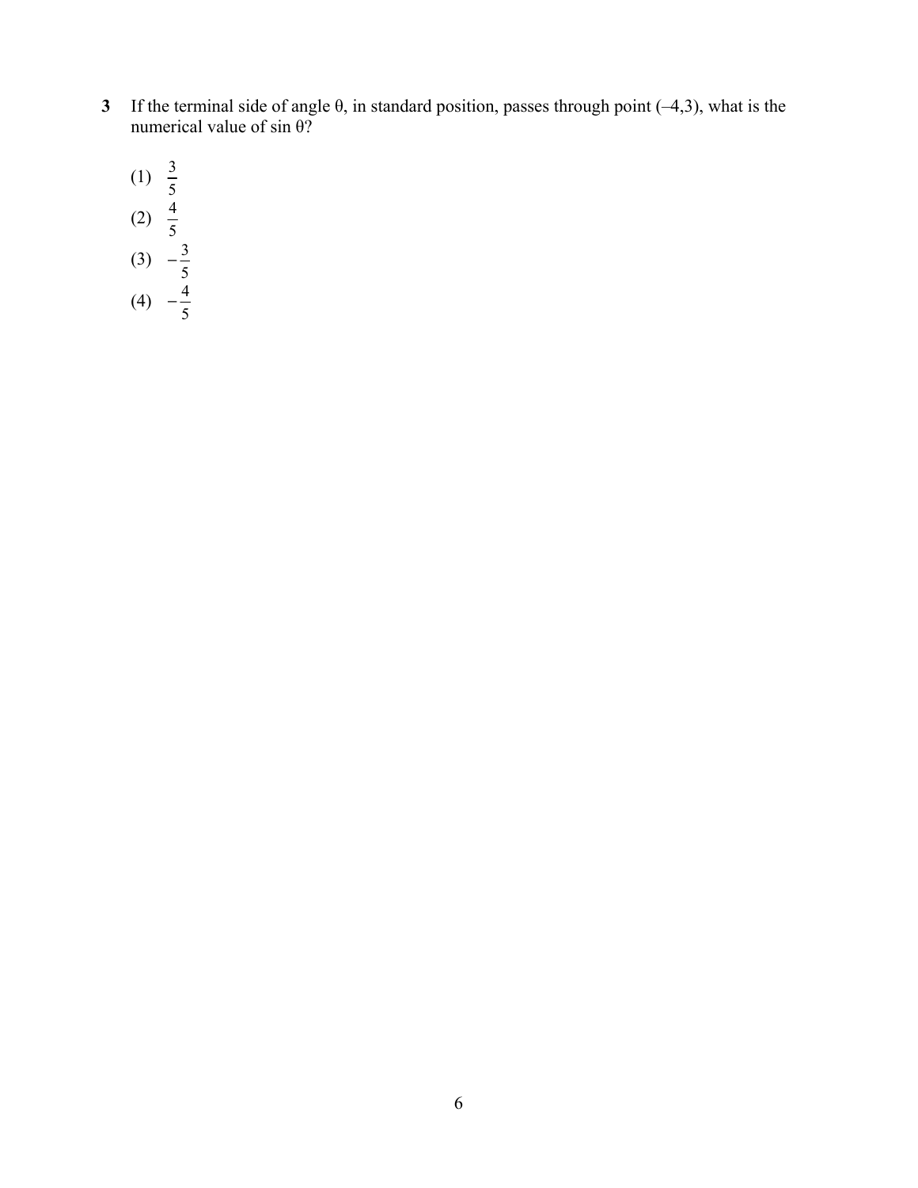**3** If the terminal side of angle θ, in standard position, passes through point (–4,3), what is the numerical value of sin θ?

(1) $\frac{3}{5}$

(2) $\frac{4}{5}$

(3) $-\frac{3}{5}$

(4) $-\frac{4}{5}$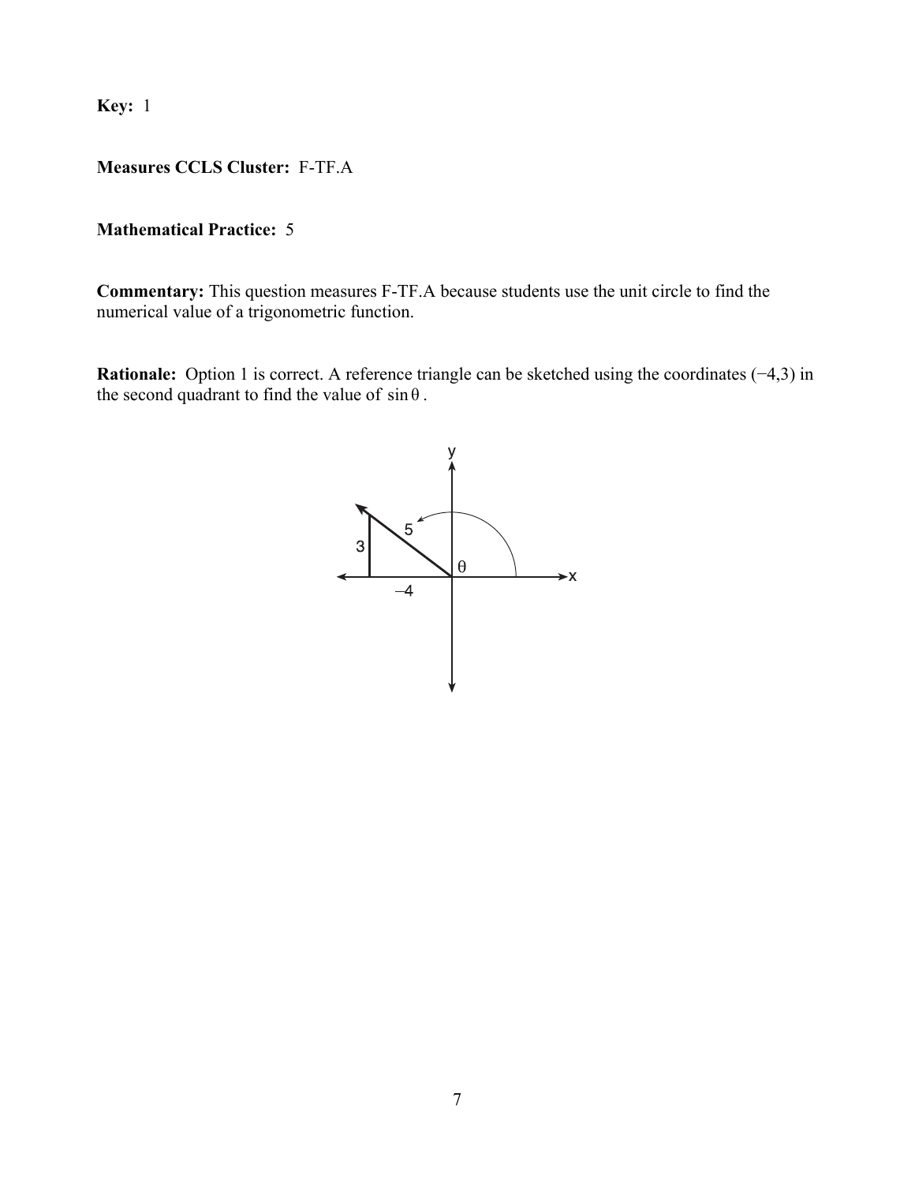**Key:** 1

**Measures CCLS Cluster:** F-TF.A

**Mathematical Practice:** 5

**Commentary:** This question measures F-TF.A because students use the unit circle to find the numerical value of a trigonometric function.

**Rationale:** Option 1 is correct. A reference triangle can be sketched using the coordinates $(-4,3)$ in the second quadrant to find the value of $\sin\theta$.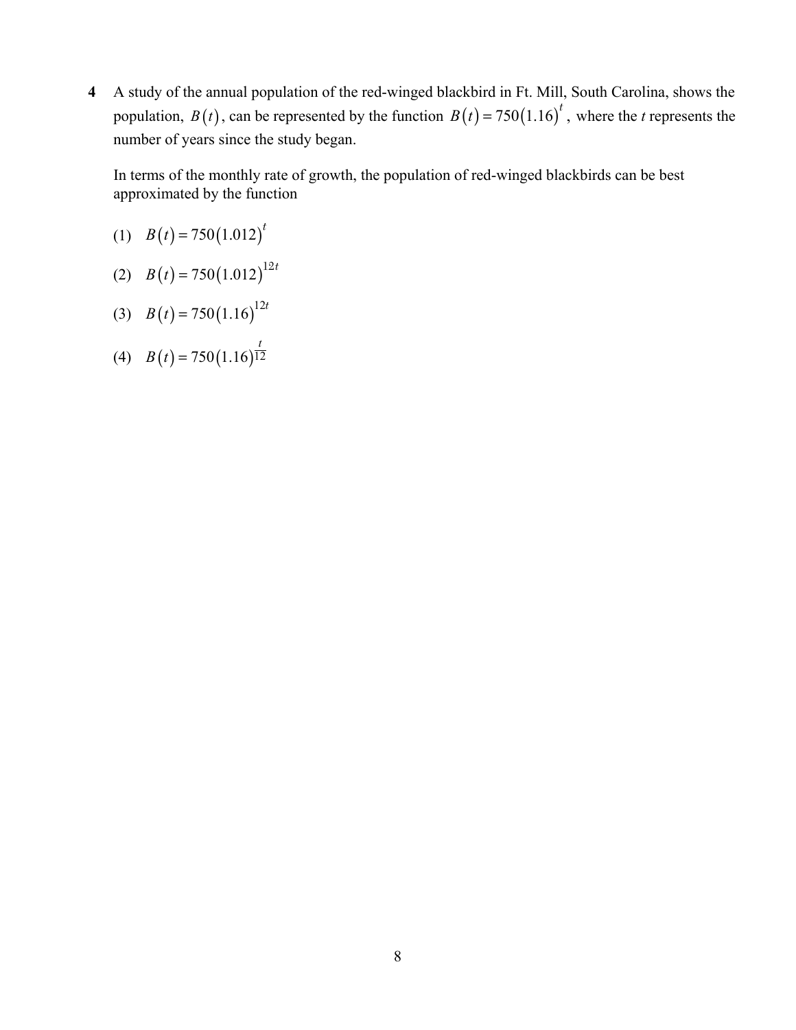**4** A study of the annual population of the red-winged blackbird in Ft. Mill, South Carolina, shows the population, $B(t)$, can be represented by the function $B(t) = 750(1.16)^t$, where the $t$ represents the number of years since the study began.

In terms of the monthly rate of growth, the population of red-winged blackbirds can be best approximated by the function

(1) $B(t) = 750(1.012)^t$

(2) $B(t) = 750(1.012)^{12t}$

(3) $B(t) = 750(1.16)^{12t}$

(4) $B(t) = 750(1.16)^{\frac{t}{12}}$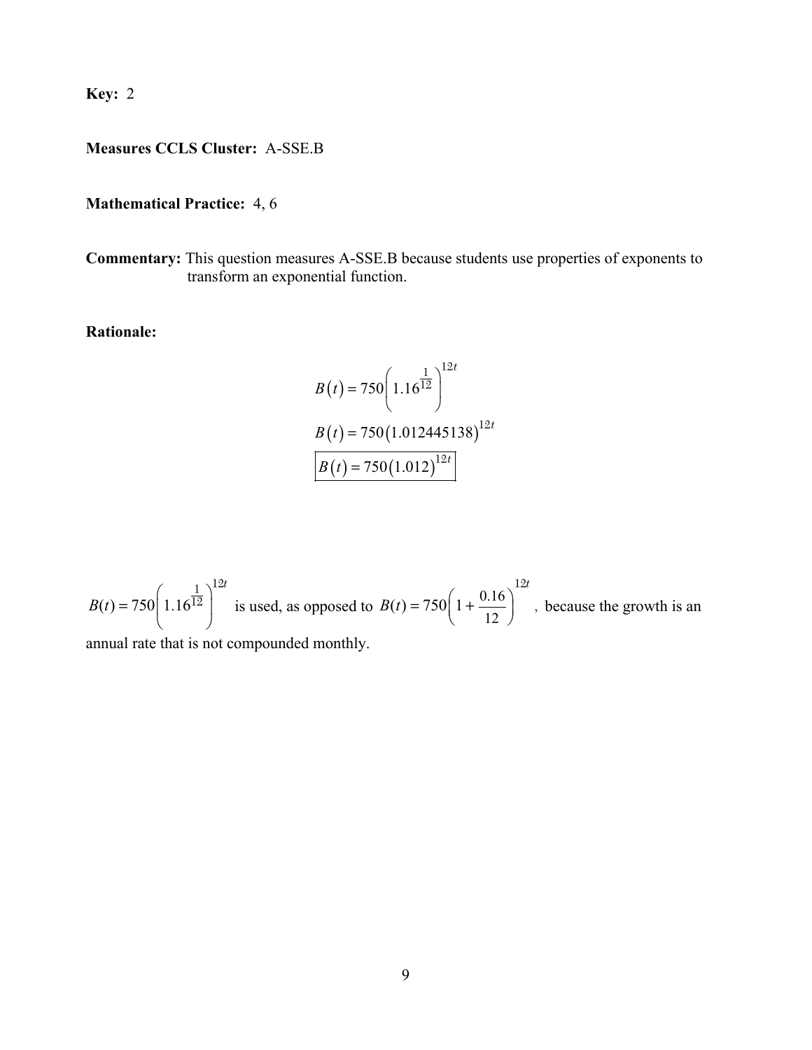**Key:** 2

**Measures CCLS Cluster:** A-SSE.B

**Mathematical Practice:** 4, 6

**Commentary:** This question measures A-SSE.B because students use properties of exponents to transform an exponential function.

**Rationale:**

$$B(t) = 750\left(1.16^{\frac{1}{12}}\right)^{12t}$$

$$B(t) = 750(1.012445138)^{12t}$$

$$\boxed{B(t) = 750(1.012)^{12t}}$$

$B(t) = 750\left(1.16^{\frac{1}{12}}\right)^{12t}$ is used, as opposed to $B(t) = 750\left(1 + \frac{0.16}{12}\right)^{12t}$, because the growth is an annual rate that is not compounded monthly.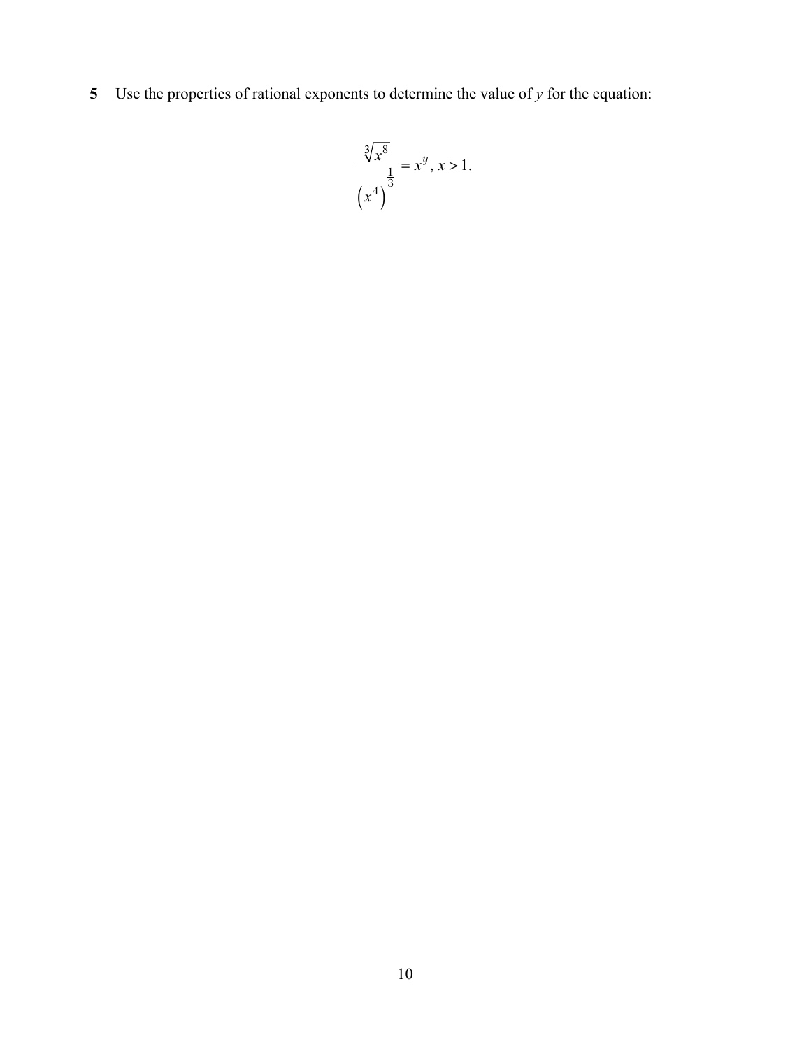**5** Use the properties of rational exponents to determine the value of $y$ for the equation:

$$\frac{\sqrt[3]{x^8}}{\left(x^4\right)^{\frac{1}{3}}} = x^y,\ x > 1.$$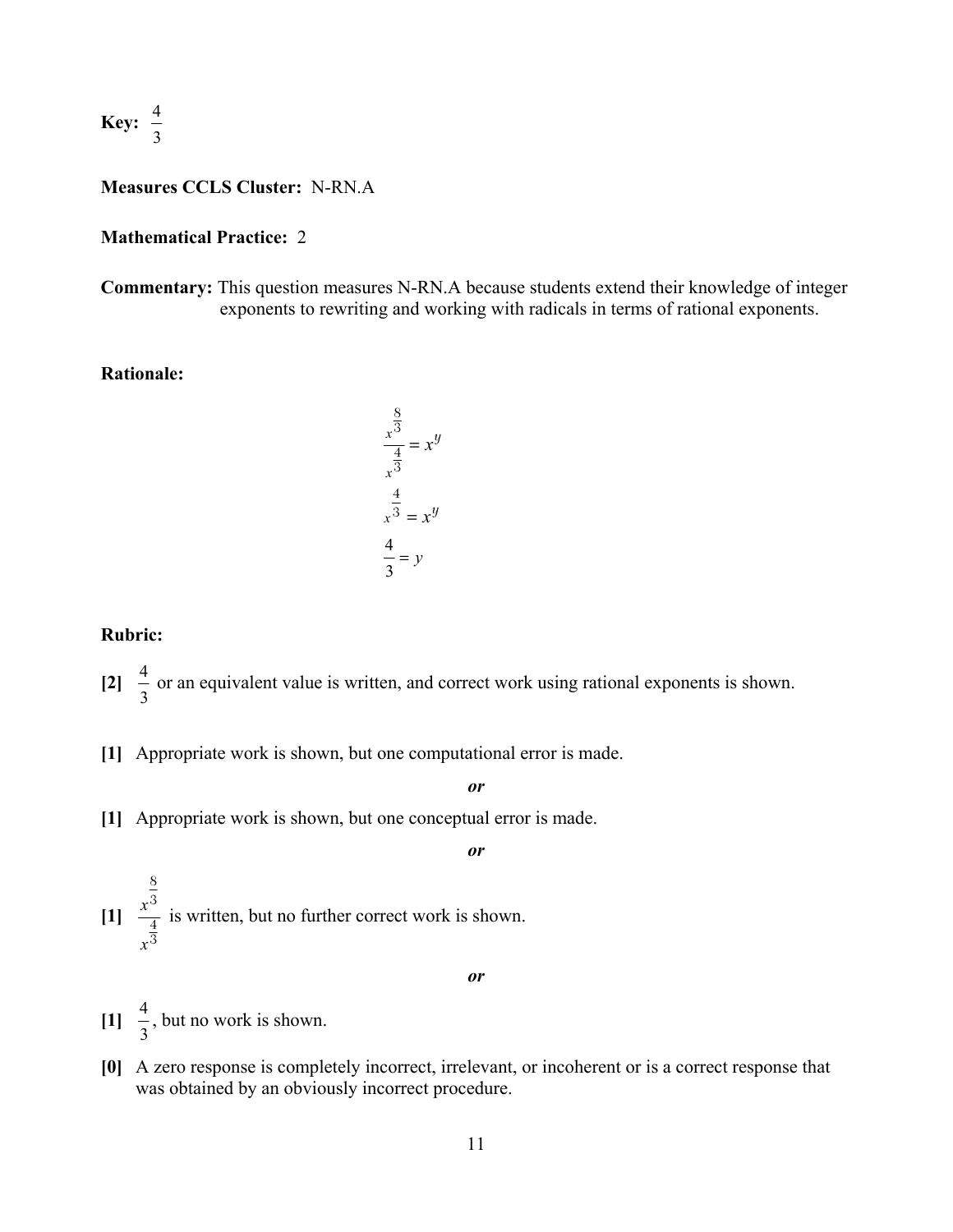**Key:** $\frac{4}{3}$

**Measures CCLS Cluster:** N-RN.A

**Mathematical Practice:** 2

**Commentary:** This question measures N-RN.A because students extend their knowledge of integer exponents to rewriting and working with radicals in terms of rational exponents.

**Rationale:**

$$\frac{x^{\frac{8}{3}}}{x^{\frac{4}{3}}} = x^y$$

$$x^{\frac{4}{3}} = x^y$$

$$\frac{4}{3} = y$$

**Rubric:**

**[2]** $\frac{4}{3}$ or an equivalent value is written, and correct work using rational exponents is shown.

**[1]** Appropriate work is shown, but one computational error is made.

*or*

**[1]** Appropriate work is shown, but one conceptual error is made.

*or*

**[1]** $\frac{x^{\frac{8}{3}}}{x^{\frac{4}{3}}}$ is written, but no further correct work is shown.

*or*

**[1]** $\frac{4}{3}$, but no work is shown.

**[0]** A zero response is completely incorrect, irrelevant, or incoherent or is a correct response that was obtained by an obviously incorrect procedure.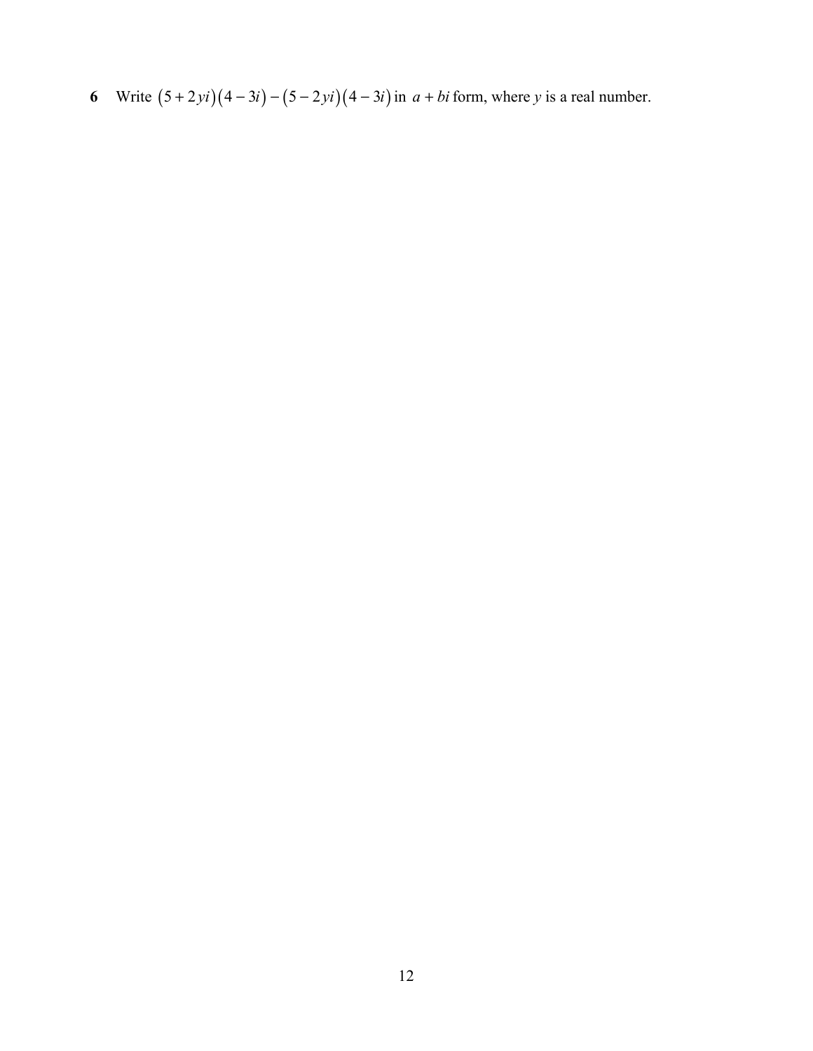**6** Write $(5+2yi)(4-3i)-(5-2yi)(4-3i)$ in $a+bi$ form, where $y$ is a real number.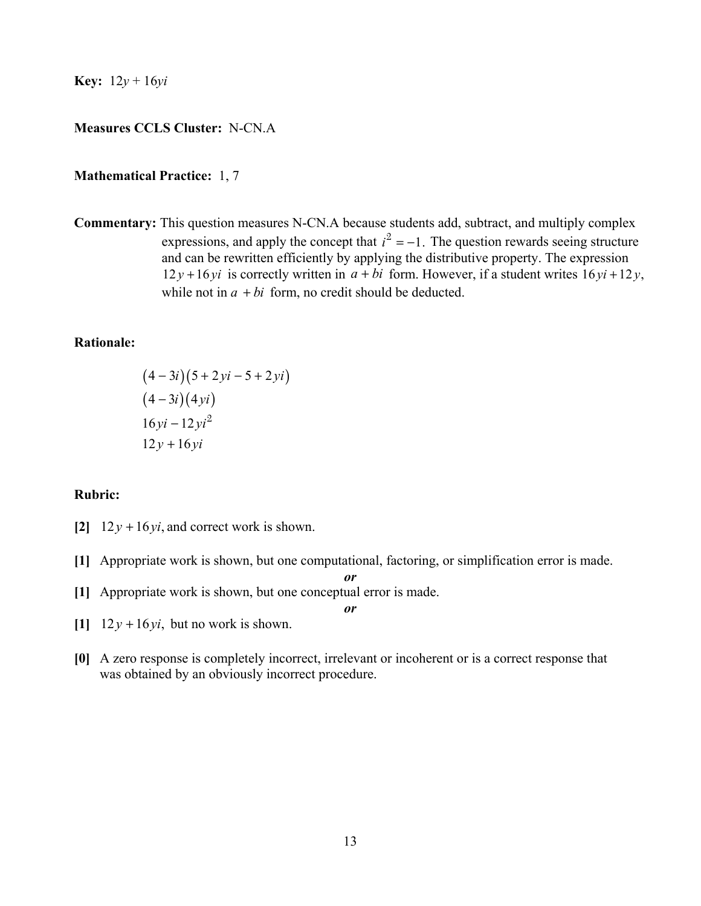**Key:** $12y + 16yi$

**Measures CCLS Cluster:** N-CN.A

**Mathematical Practice:** 1, 7

**Commentary:** This question measures N-CN.A because students add, subtract, and multiply complex expressions, and apply the concept that $i^2 = -1$. The question rewards seeing structure and can be rewritten efficiently by applying the distributive property. The expression $12y + 16yi$ is correctly written in $a + bi$ form. However, if a student writes $16yi + 12y$, while not in $a + bi$ form, no credit should be deducted.

**Rationale:**

$$(4 - 3i)(5 + 2yi - 5 + 2yi)$$
$$(4 - 3i)(4yi)$$
$$16yi - 12yi^2$$
$$12y + 16yi$$

**Rubric:**

**[2]** $12y + 16yi$, and correct work is shown.

**[1]** Appropriate work is shown, but one computational, factoring, or simplification error is made.

*or*

**[1]** Appropriate work is shown, but one conceptual error is made.

*or*

**[1]** $12y + 16yi$, but no work is shown.

**[0]** A zero response is completely incorrect, irrelevant or incoherent or is a correct response that was obtained by an obviously incorrect procedure.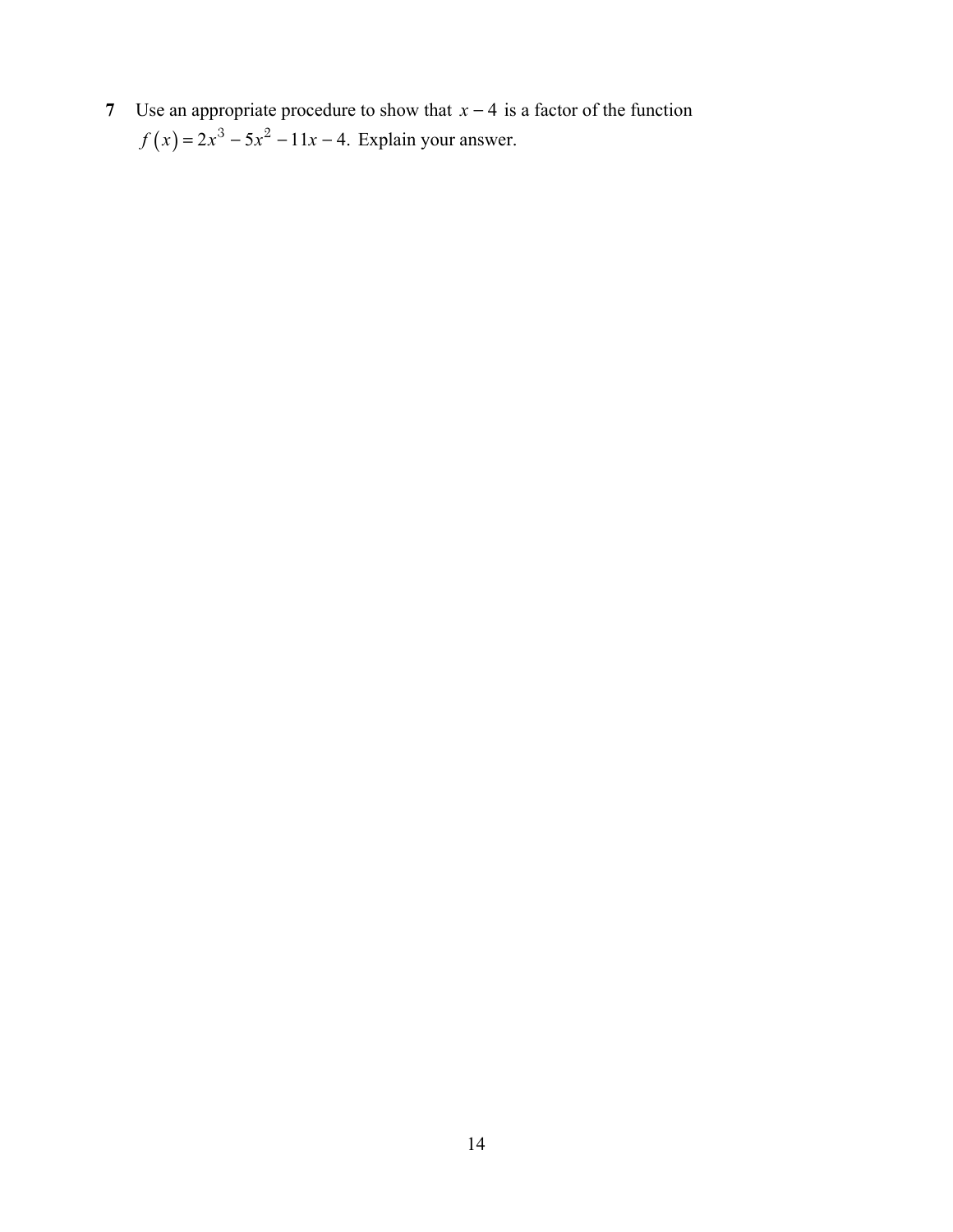**7** Use an appropriate procedure to show that $x - 4$ is a factor of the function $f(x) = 2x^3 - 5x^2 - 11x - 4$. Explain your answer.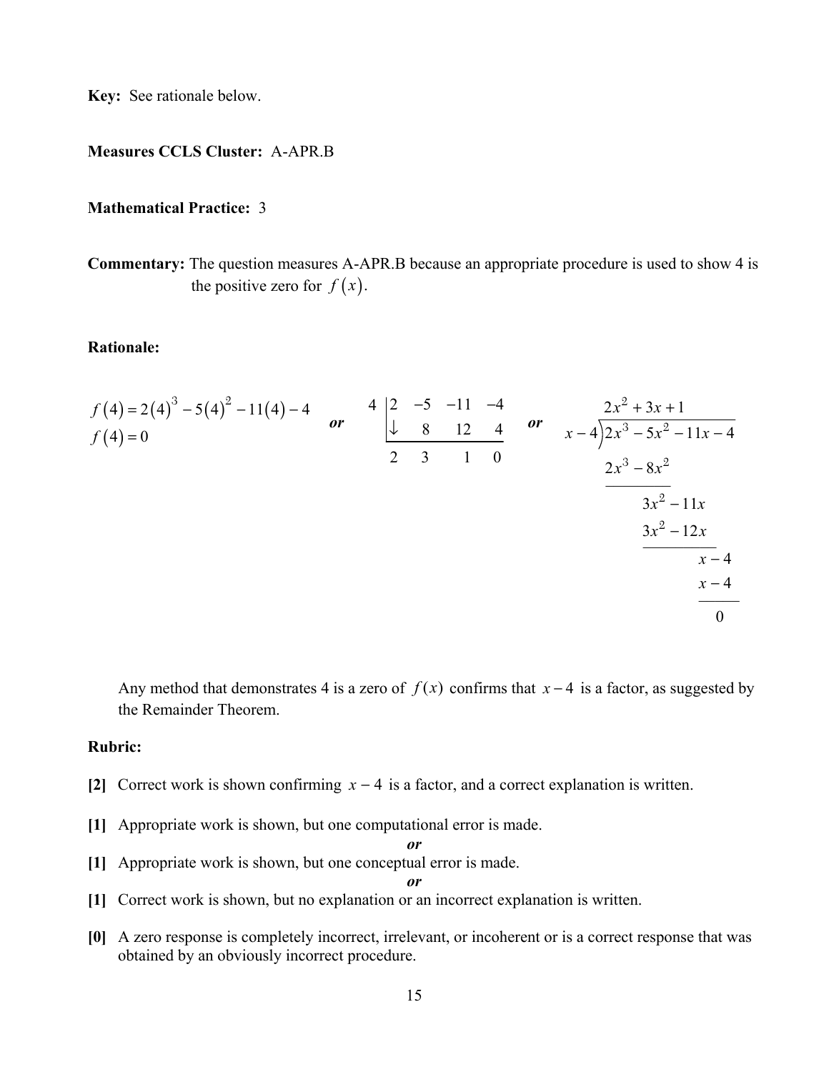**Key:** See rationale below.

**Measures CCLS Cluster:** A-APR.B

**Mathematical Practice:** 3

**Commentary:** The question measures A-APR.B because an appropriate procedure is used to show 4 is the positive zero for $f(x)$.

**Rationale:**

$$f(4) = 2(4)^3 - 5(4)^2 - 11(4) - 4$$
$$f(4) = 0$$

*or*

$$\begin{array}{r|rrrr} 4 & 2 & -5 & -11 & -4 \\ & \downarrow & 8 & 12 & 4 \\ \hline & 2 & 3 & 1 & 0 \end{array}$$

*or*

$$\begin{array}{r} 2x^2 + 3x + 1 \\ x - 4\overline{)2x^3 - 5x^2 - 11x - 4} \\ \underline{2x^3 - 8x^2} \qquad\qquad\quad \\ 3x^2 - 11x \qquad \\ \underline{3x^2 - 12x} \qquad \\ x - 4 \\ \underline{x - 4} \\ 0 \end{array}$$

Any method that demonstrates 4 is a zero of $f(x)$ confirms that $x - 4$ is a factor, as suggested by the Remainder Theorem.

**Rubric:**

**[2]** Correct work is shown confirming $x - 4$ is a factor, and a correct explanation is written.

**[1]** Appropriate work is shown, but one computational error is made.

*or*

**[1]** Appropriate work is shown, but one conceptual error is made.

*or*

**[1]** Correct work is shown, but no explanation or an incorrect explanation is written.

**[0]** A zero response is completely incorrect, irrelevant, or incoherent or is a correct response that was obtained by an obviously incorrect procedure.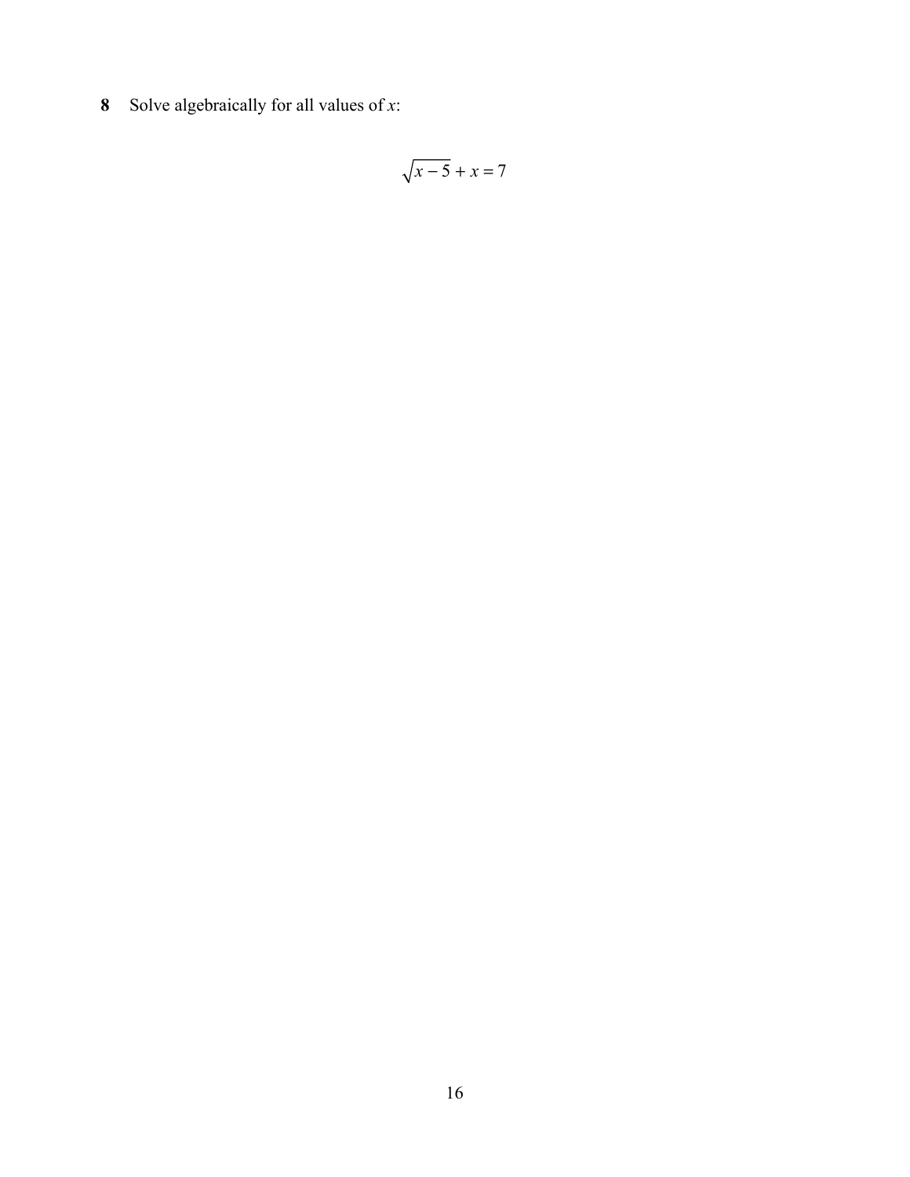**8** Solve algebraically for all values of $x$:

$$\sqrt{x-5} + x = 7$$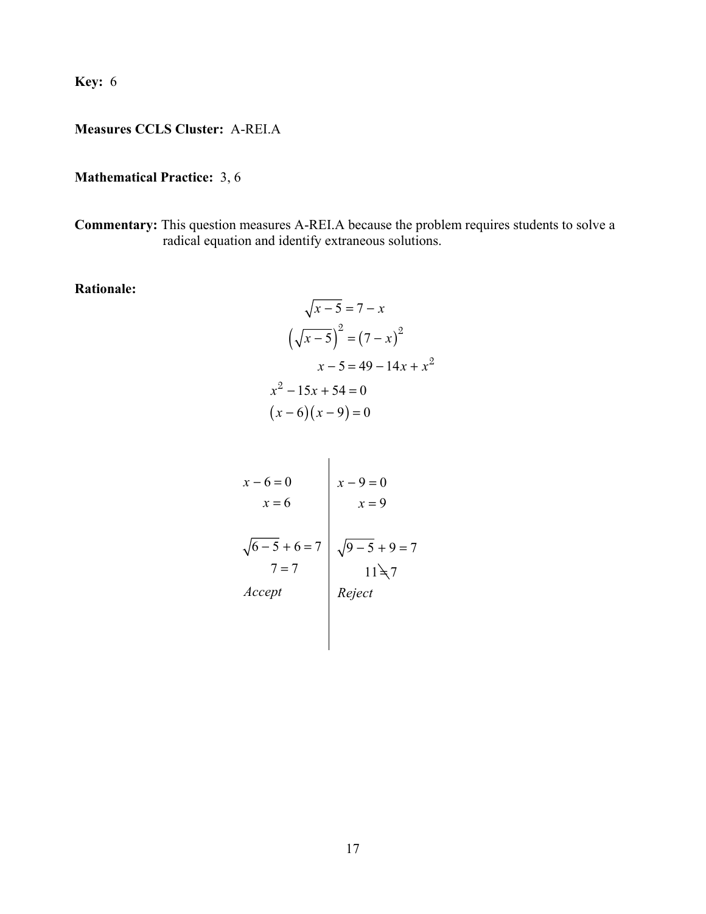**Key:** 6

**Measures CCLS Cluster:** A-REI.A

**Mathematical Practice:** 3, 6

**Commentary:** This question measures A-REI.A because the problem requires students to solve a radical equation and identify extraneous solutions.

**Rationale:**

$$\sqrt{x-5} = 7 - x$$

$$\left(\sqrt{x-5}\right)^2 = (7-x)^2$$

$$x - 5 = 49 - 14x + x^2$$

$$x^2 - 15x + 54 = 0$$

$$(x-6)(x-9) = 0$$

| | |
|---|---|
| $x - 6 = 0$ | $x - 9 = 0$ |
| $x = 6$ | $x = 9$ |
| $\sqrt{6-5} + 6 = 7$ | $\sqrt{9-5} + 9 = 7$ |
| $7 = 7$ | $11 \neq 7$ |
| *Accept* | *Reject* |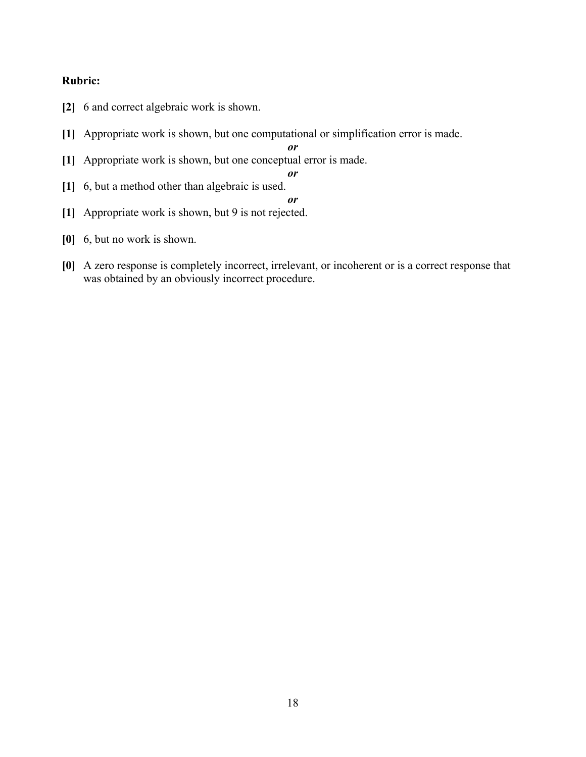**Rubric:**

**[2]** 6 and correct algebraic work is shown.

**[1]** Appropriate work is shown, but one computational or simplification error is made.

*or*

**[1]** Appropriate work is shown, but one conceptual error is made.

*or*

**[1]** 6, but a method other than algebraic is used.

*or*

**[1]** Appropriate work is shown, but 9 is not rejected.

**[0]** 6, but no work is shown.

**[0]** A zero response is completely incorrect, irrelevant, or incoherent or is a correct response that was obtained by an obviously incorrect procedure.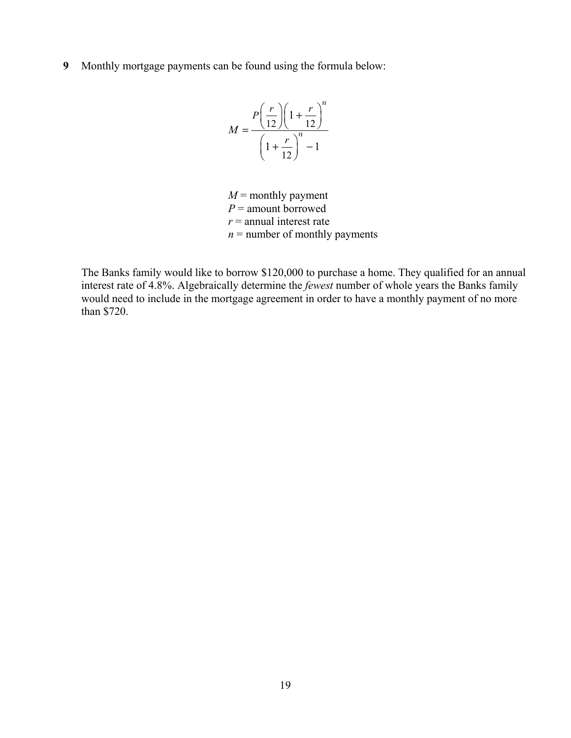**9** Monthly mortgage payments can be found using the formula below:

$$M = \frac{P\left(\frac{r}{12}\right)\left(1+\frac{r}{12}\right)^n}{\left(1+\frac{r}{12}\right)^n - 1}$$

$M$ = monthly payment
$P$ = amount borrowed
$r$ = annual interest rate
$n$ = number of monthly payments

The Banks family would like to borrow \$120,000 to purchase a home. They qualified for an annual interest rate of 4.8%. Algebraically determine the *fewest* number of whole years the Banks family would need to include in the mortgage agreement in order to have a monthly payment of no more than \$720.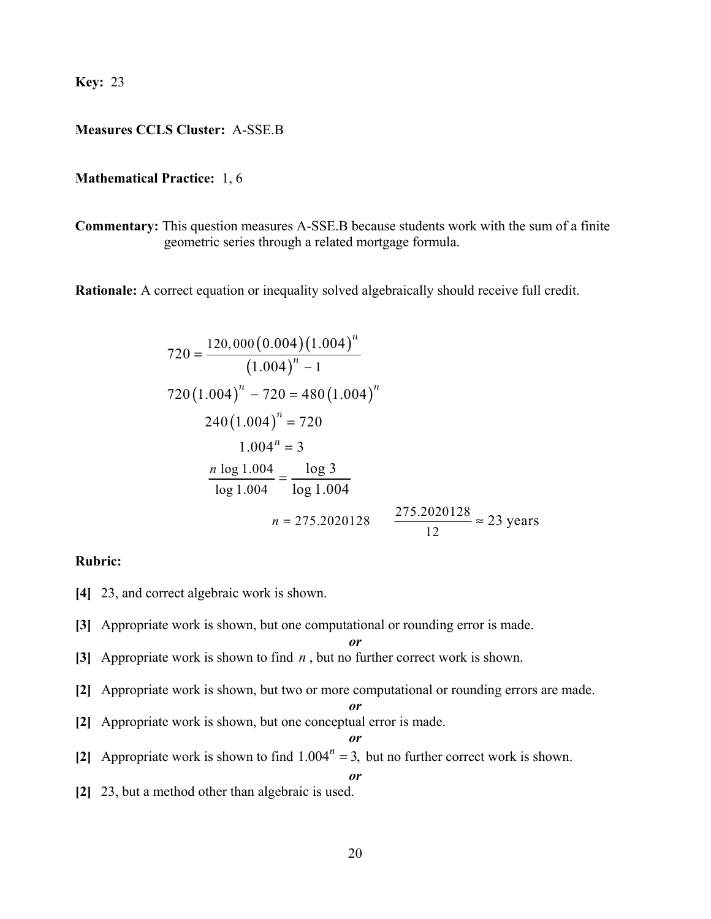**Key:** 23

**Measures CCLS Cluster:** A-SSE.B

**Mathematical Practice:** 1, 6

**Commentary:** This question measures A-SSE.B because students work with the sum of a finite geometric series through a related mortgage formula.

**Rationale:** A correct equation or inequality solved algebraically should receive full credit.

$$720 = \frac{120,000(0.004)(1.004)^n}{(1.004)^n - 1}$$

$$720(1.004)^n - 720 = 480(1.004)^n$$

$$240(1.004)^n = 720$$

$$1.004^n = 3$$

$$\frac{n \log 1.004}{\log 1.004} = \frac{\log 3}{\log 1.004}$$

$$n = 275.2020128 \qquad \frac{275.2020128}{12} \approx 23 \text{ years}$$

**Rubric:**

**[4]** 23, and correct algebraic work is shown.

**[3]** Appropriate work is shown, but one computational or rounding error is made.

*or*

**[3]** Appropriate work is shown to find $n$, but no further correct work is shown.

**[2]** Appropriate work is shown, but two or more computational or rounding errors are made.

*or*

**[2]** Appropriate work is shown, but one conceptual error is made.

*or*

**[2]** Appropriate work is shown to find $1.004^n = 3$, but no further correct work is shown.

*or*

**[2]** 23, but a method other than algebraic is used.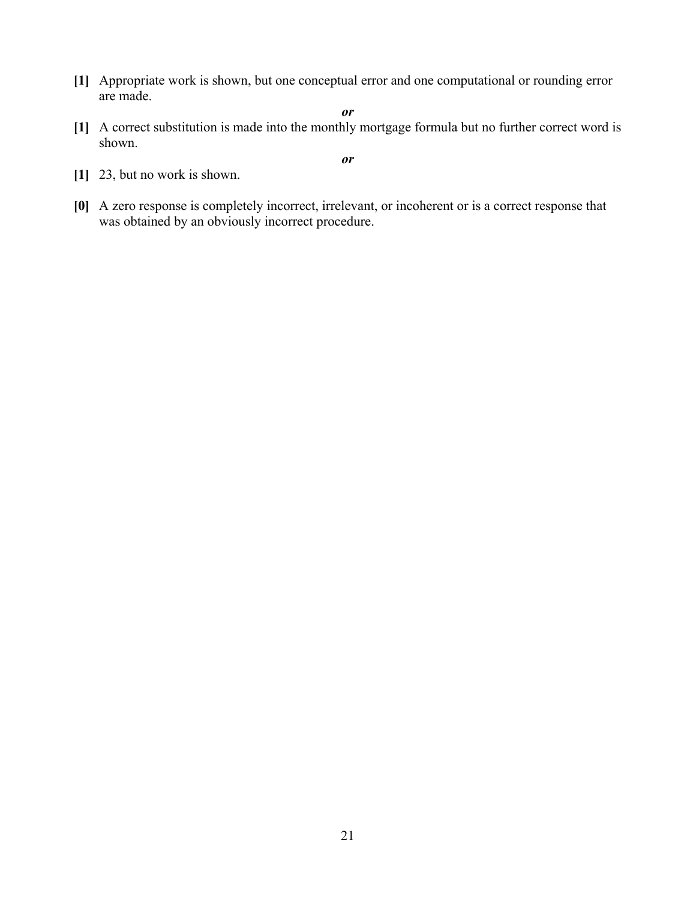**[1]** Appropriate work is shown, but one conceptual error and one computational or rounding error are made.

*or*

**[1]** A correct substitution is made into the monthly mortgage formula but no further correct word is shown.

*or*

**[1]** 23, but no work is shown.

**[0]** A zero response is completely incorrect, irrelevant, or incoherent or is a correct response that was obtained by an obviously incorrect procedure.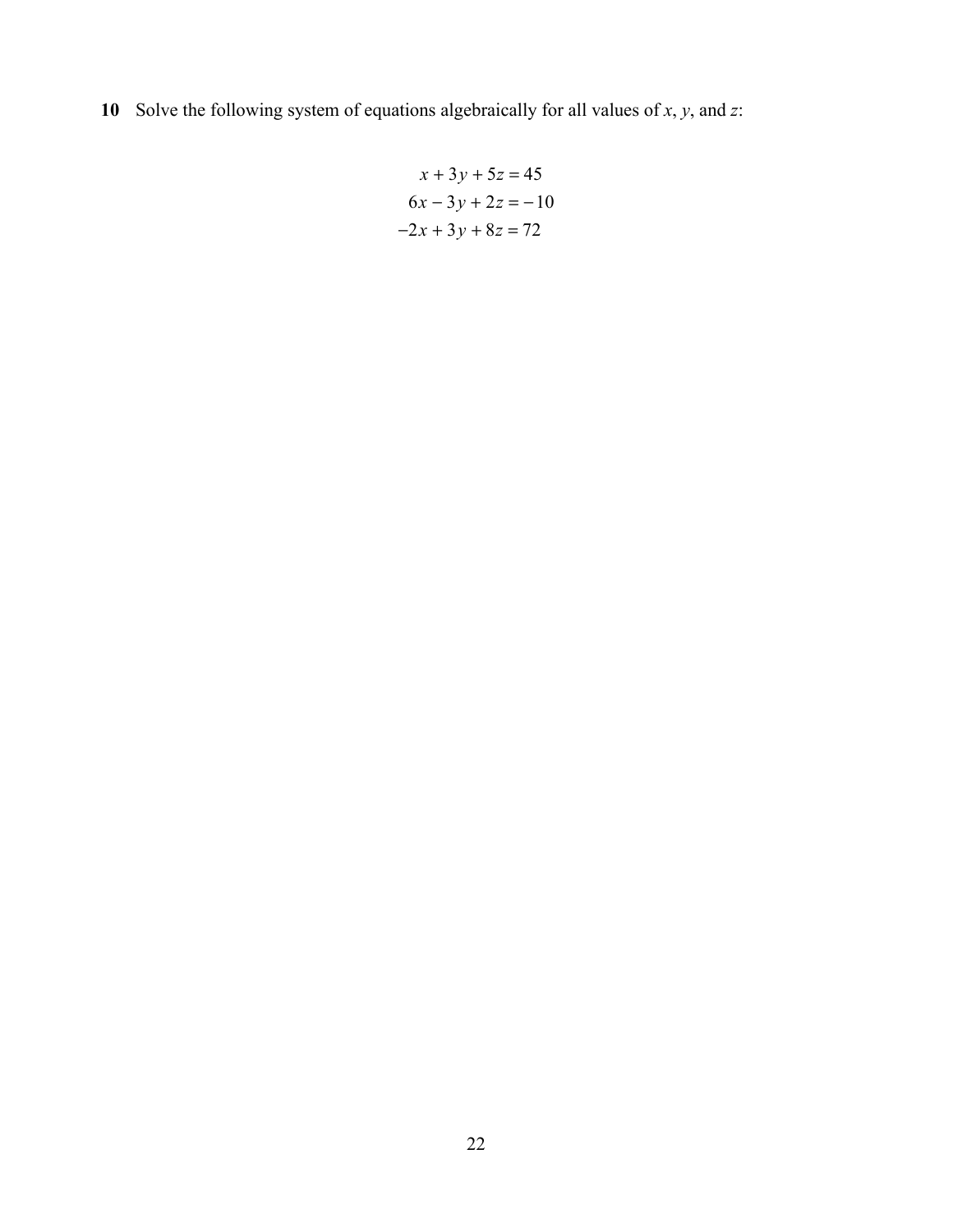**10** Solve the following system of equations algebraically for all values of $x$, $y$, and $z$:

$$
\begin{aligned}
x + 3y + 5z &= 45 \\
6x - 3y + 2z &= -10 \\
-2x + 3y + 8z &= 72
\end{aligned}
$$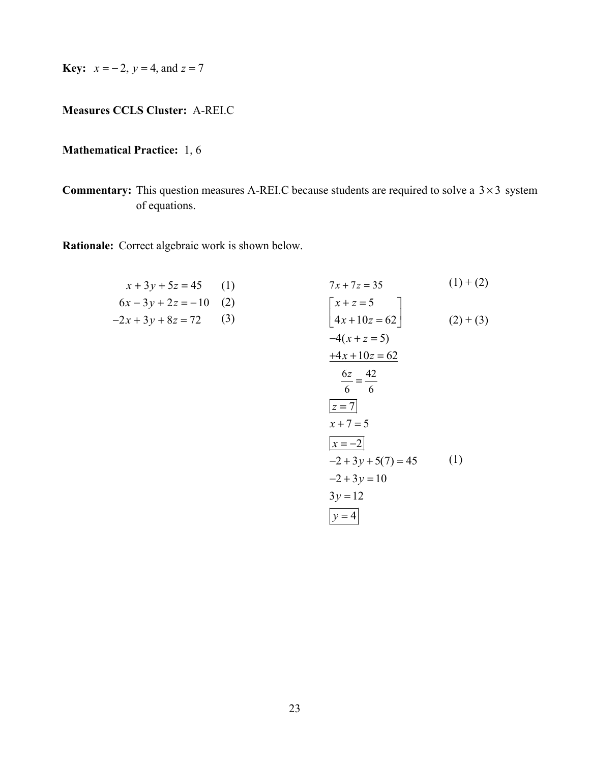**Key:** $x = -2$, $y = 4$, and $z = 7$

**Measures CCLS Cluster:** A-REI.C

**Mathematical Practice:** 1, 6

**Commentary:** This question measures A-REI.C because students are required to solve a $3 \times 3$ system of equations.

**Rationale:** Correct algebraic work is shown below.

$$
\begin{aligned}
x + 3y + 5z &= 45 && (1)\\
6x - 3y + 2z &= -10 && (2)\\
-2x + 3y + 8z &= 72 && (3)
\end{aligned}
$$

$$
\begin{aligned}
&7x + 7z = 35 && (1) + (2)\\
&\begin{bmatrix} x + z = 5 \\ 4x + 10z = 62 \end{bmatrix} && (2) + (3)\\
&-4(x + z = 5)\\
&\underline{+4x + 10z = 62}\\
&\frac{6z}{6} = \frac{42}{6}\\
&\boxed{z = 7}\\
&x + 7 = 5\\
&\boxed{x = -2}\\
&-2 + 3y + 5(7) = 45 && (1)\\
&-2 + 3y = 10\\
&3y = 12\\
&\boxed{y = 4}
\end{aligned}
$$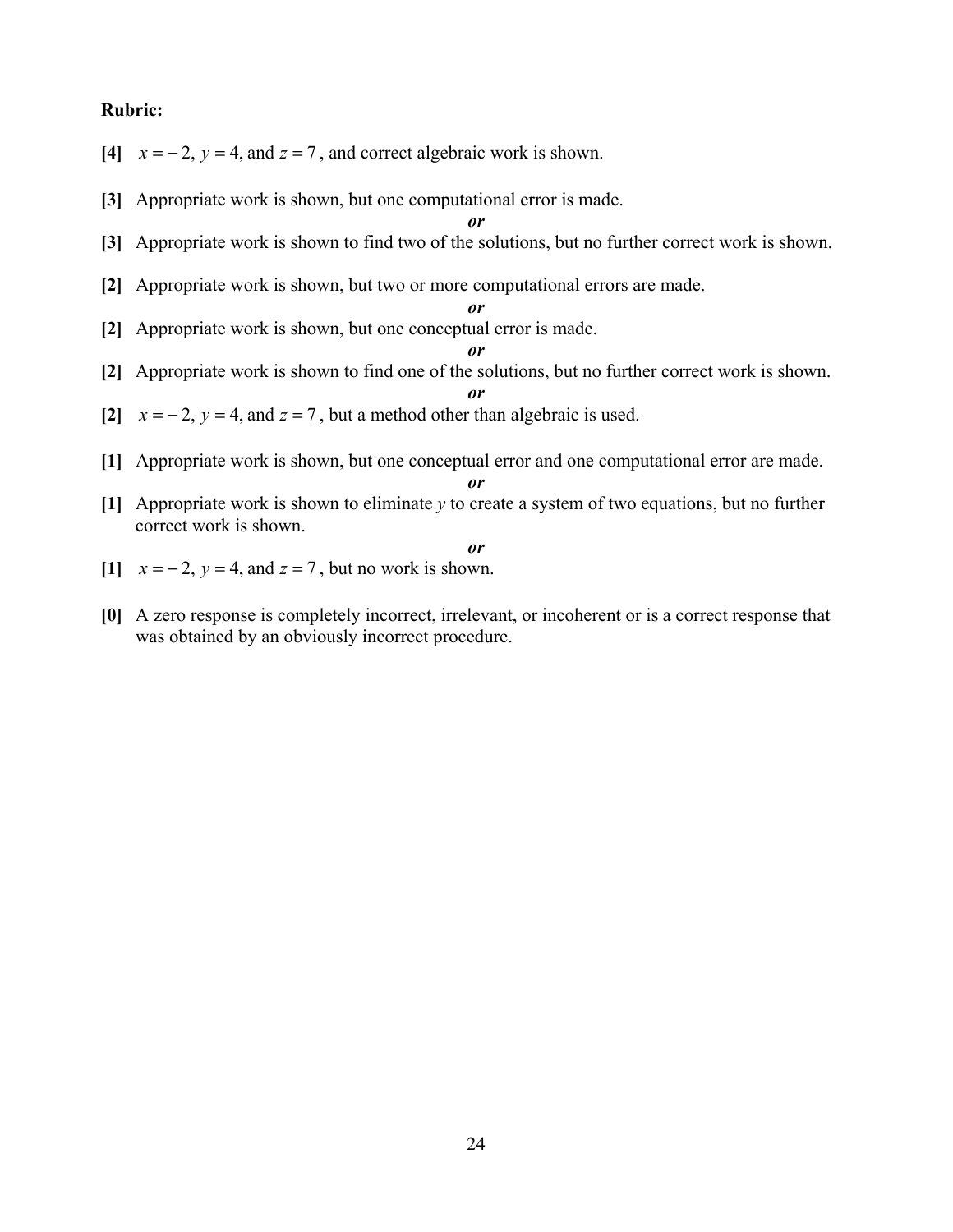**Rubric:**

**[4]** $x = -2$, $y = 4$, and $z = 7$, and correct algebraic work is shown.

**[3]** Appropriate work is shown, but one computational error is made.

***or***

**[3]** Appropriate work is shown to find two of the solutions, but no further correct work is shown.

**[2]** Appropriate work is shown, but two or more computational errors are made.

***or***

**[2]** Appropriate work is shown, but one conceptual error is made.

***or***

**[2]** Appropriate work is shown to find one of the solutions, but no further correct work is shown.

***or***

**[2]** $x = -2$, $y = 4$, and $z = 7$, but a method other than algebraic is used.

**[1]** Appropriate work is shown, but one conceptual error and one computational error are made.

***or***

**[1]** Appropriate work is shown to eliminate $y$ to create a system of two equations, but no further correct work is shown.

***or***

**[1]** $x = -2$, $y = 4$, and $z = 7$, but no work is shown.

**[0]** A zero response is completely incorrect, irrelevant, or incoherent or is a correct response that was obtained by an obviously incorrect procedure.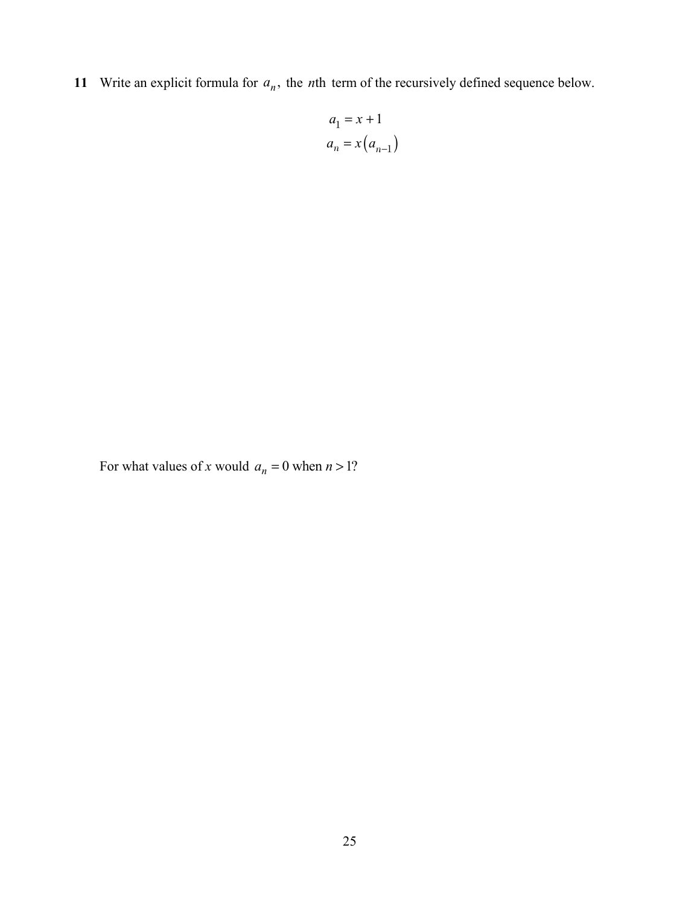**11** Write an explicit formula for $a_n$, the $n$th term of the recursively defined sequence below.

$$a_1 = x + 1$$
$$a_n = x(a_{n-1})$$

For what values of $x$ would $a_n = 0$ when $n > 1$?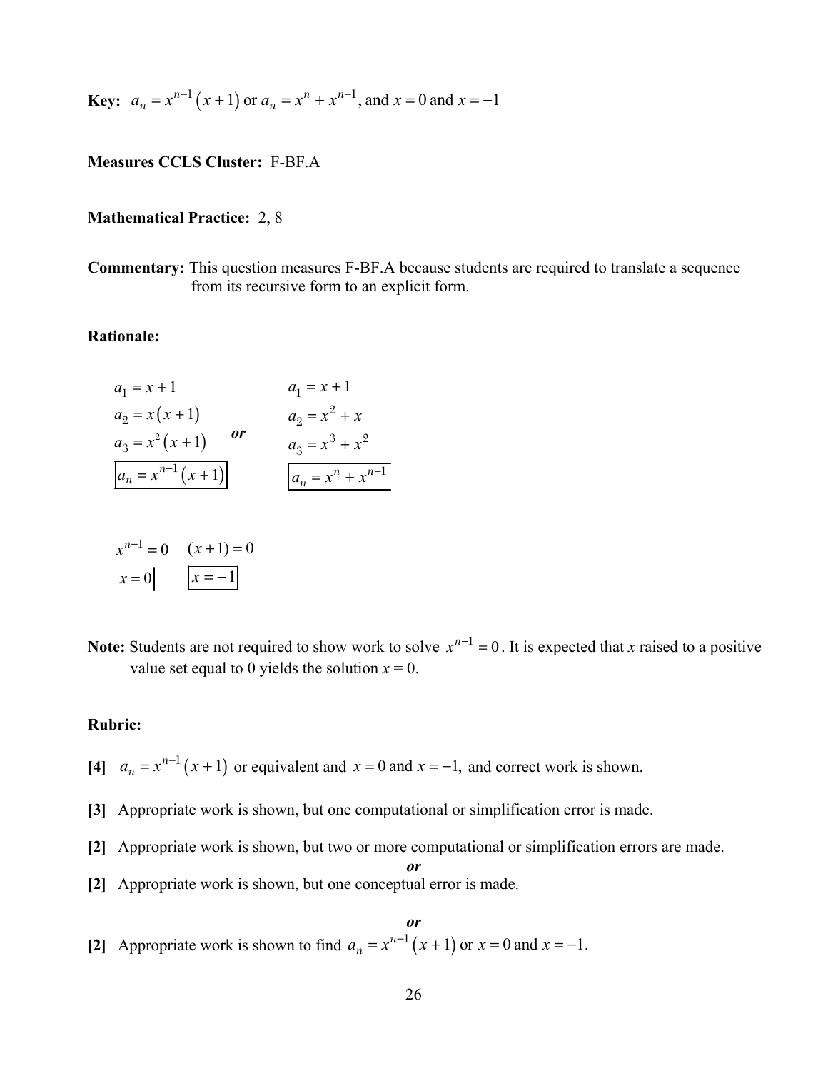**Key:** $a_n = x^{n-1}(x+1)$ or $a_n = x^n + x^{n-1}$, and $x = 0$ and $x = -1$

**Measures CCLS Cluster:** F-BF.A

**Mathematical Practice:** 2, 8

**Commentary:** This question measures F-BF.A because students are required to translate a sequence from its recursive form to an explicit form.

**Rationale:**

$$a_1 = x+1 \qquad\qquad a_1 = x+1$$
$$a_2 = x(x+1) \qquad\qquad a_2 = x^2 + x$$
$$a_3 = x^2(x+1) \quad \textbf{\textit{or}} \quad a_3 = x^3 + x^2$$
$$\boxed{a_n = x^{n-1}(x+1)} \qquad\qquad \boxed{a_n = x^n + x^{n-1}}$$

$$x^{n-1} = 0 \quad \Big| \quad (x+1) = 0$$
$$\boxed{x = 0} \quad \Big| \quad \boxed{x = -1}$$

**Note:** Students are not required to show work to solve $x^{n-1} = 0$. It is expected that $x$ raised to a positive value set equal to 0 yields the solution $x = 0$.

**Rubric:**

**[4]** $a_n = x^{n-1}(x+1)$ or equivalent and $x = 0$ and $x = -1$, and correct work is shown.

**[3]** Appropriate work is shown, but one computational or simplification error is made.

**[2]** Appropriate work is shown, but two or more computational or simplification errors are made.

***or***

**[2]** Appropriate work is shown, but one conceptual error is made.

***or***

**[2]** Appropriate work is shown to find $a_n = x^{n-1}(x+1)$ or $x = 0$ and $x = -1$.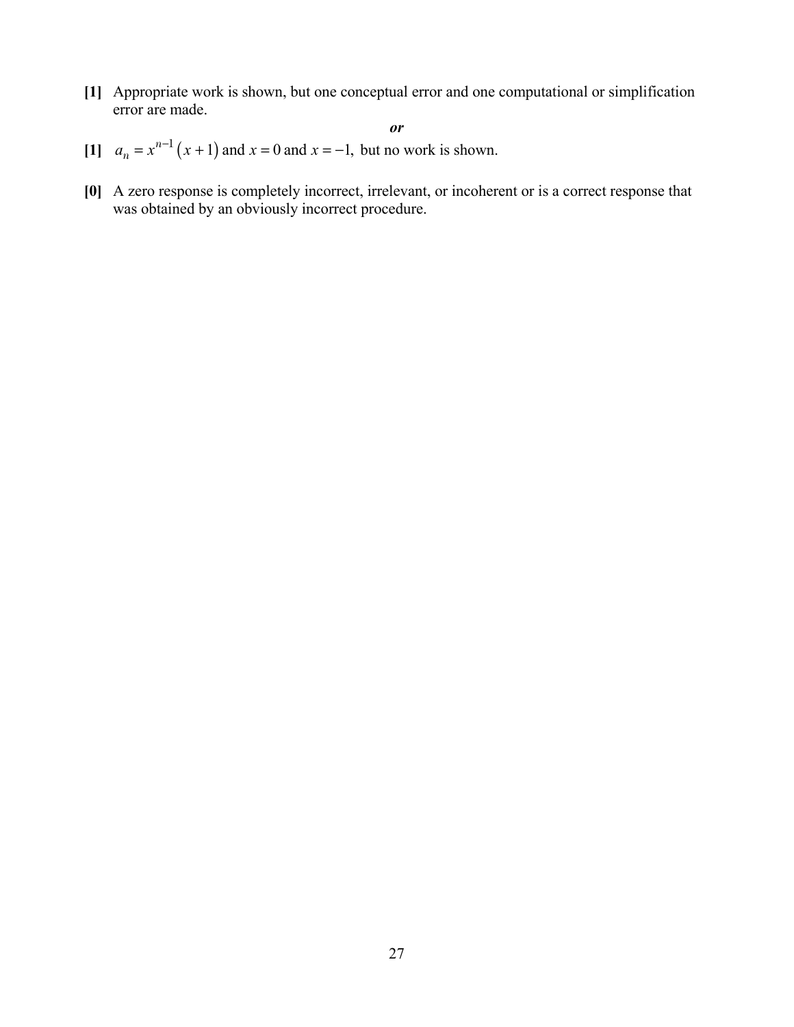**[1]** Appropriate work is shown, but one conceptual error and one computational or simplification error are made.

***or***

**[1]** $a_n = x^{n-1}(x+1)$ and $x = 0$ and $x = -1$, but no work is shown.

**[0]** A zero response is completely incorrect, irrelevant, or incoherent or is a correct response that was obtained by an obviously incorrect procedure.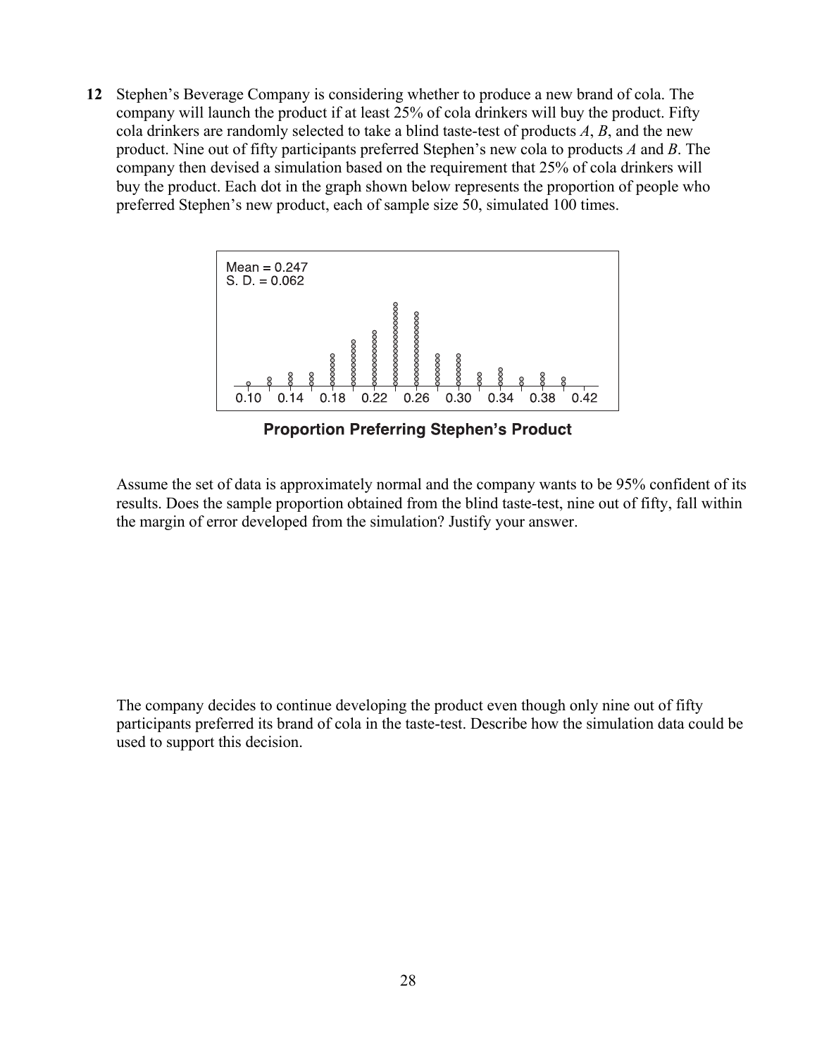**12** Stephen's Beverage Company is considering whether to produce a new brand of cola. The company will launch the product if at least 25% of cola drinkers will buy the product. Fifty cola drinkers are randomly selected to take a blind taste-test of products *A*, *B*, and the new product. Nine out of fifty participants preferred Stephen's new cola to products *A* and *B*. The company then devised a simulation based on the requirement that 25% of cola drinkers will buy the product. Each dot in the graph shown below represents the proportion of people who preferred Stephen's new product, each of sample size 50, simulated 100 times.

Mean = 0.247
S. D. = 0.062

0.10 0.14 0.18 0.22 0.26 0.30 0.34 0.38 0.42

**Proportion Preferring Stephen's Product**

Assume the set of data is approximately normal and the company wants to be 95% confident of its results. Does the sample proportion obtained from the blind taste-test, nine out of fifty, fall within the margin of error developed from the simulation? Justify your answer.

The company decides to continue developing the product even though only nine out of fifty participants preferred its brand of cola in the taste-test. Describe how the simulation data could be used to support this decision.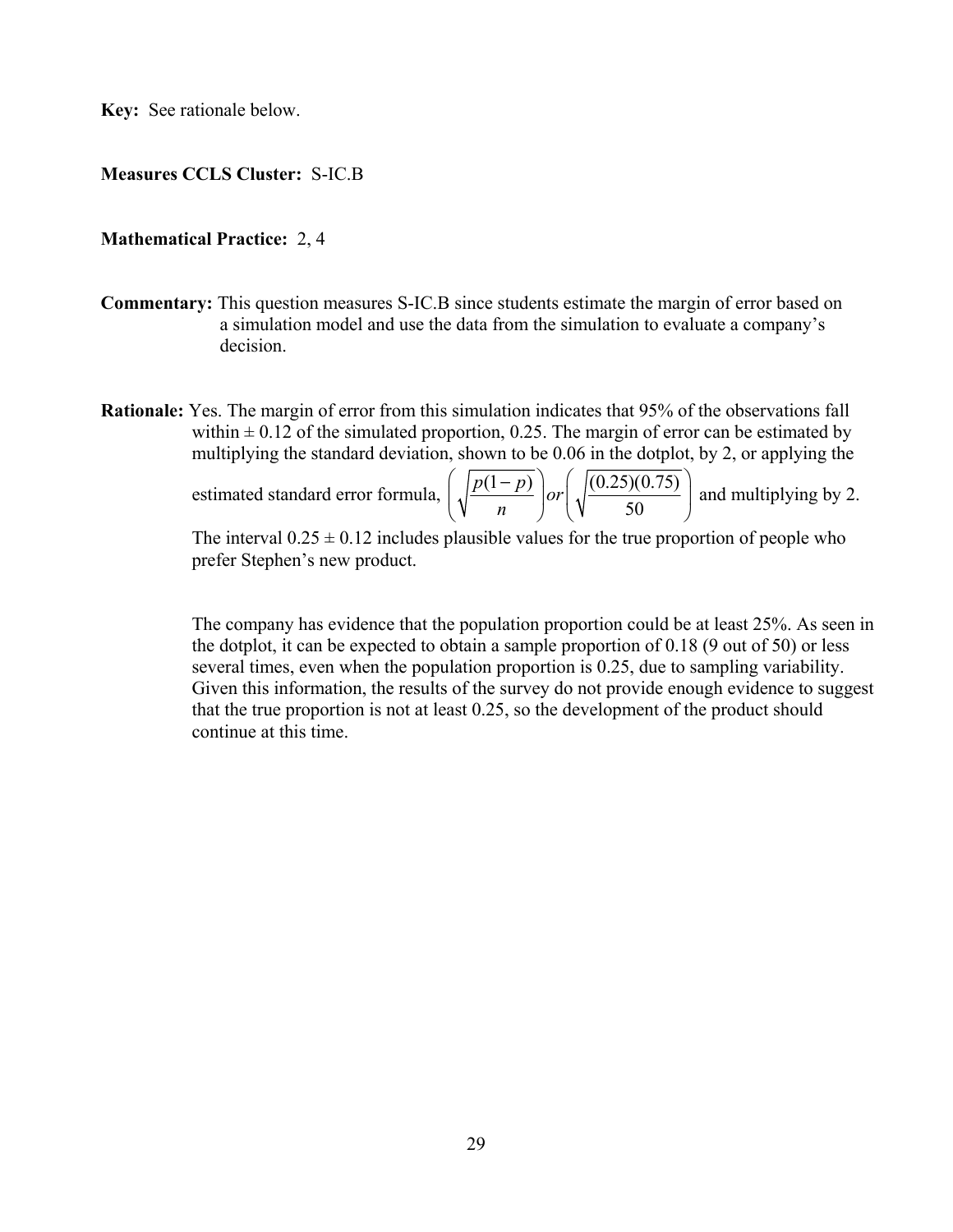**Key:** See rationale below.

**Measures CCLS Cluster:** S-IC.B

**Mathematical Practice:** 2, 4

**Commentary:** This question measures S-IC.B since students estimate the margin of error based on a simulation model and use the data from the simulation to evaluate a company's decision.

**Rationale:** Yes. The margin of error from this simulation indicates that 95% of the observations fall within $\pm$ 0.12 of the simulated proportion, 0.25. The margin of error can be estimated by multiplying the standard deviation, shown to be 0.06 in the dotplot, by 2, or applying the estimated standard error formula, $\left(\sqrt{\frac{p(1-p)}{n}}\right) or \left(\sqrt{\frac{(0.25)(0.75)}{50}}\right)$ and multiplying by 2. The interval $0.25 \pm 0.12$ includes plausible values for the true proportion of people who prefer Stephen's new product.

The company has evidence that the population proportion could be at least 25%. As seen in the dotplot, it can be expected to obtain a sample proportion of 0.18 (9 out of 50) or less several times, even when the population proportion is 0.25, due to sampling variability. Given this information, the results of the survey do not provide enough evidence to suggest that the true proportion is not at least 0.25, so the development of the product should continue at this time.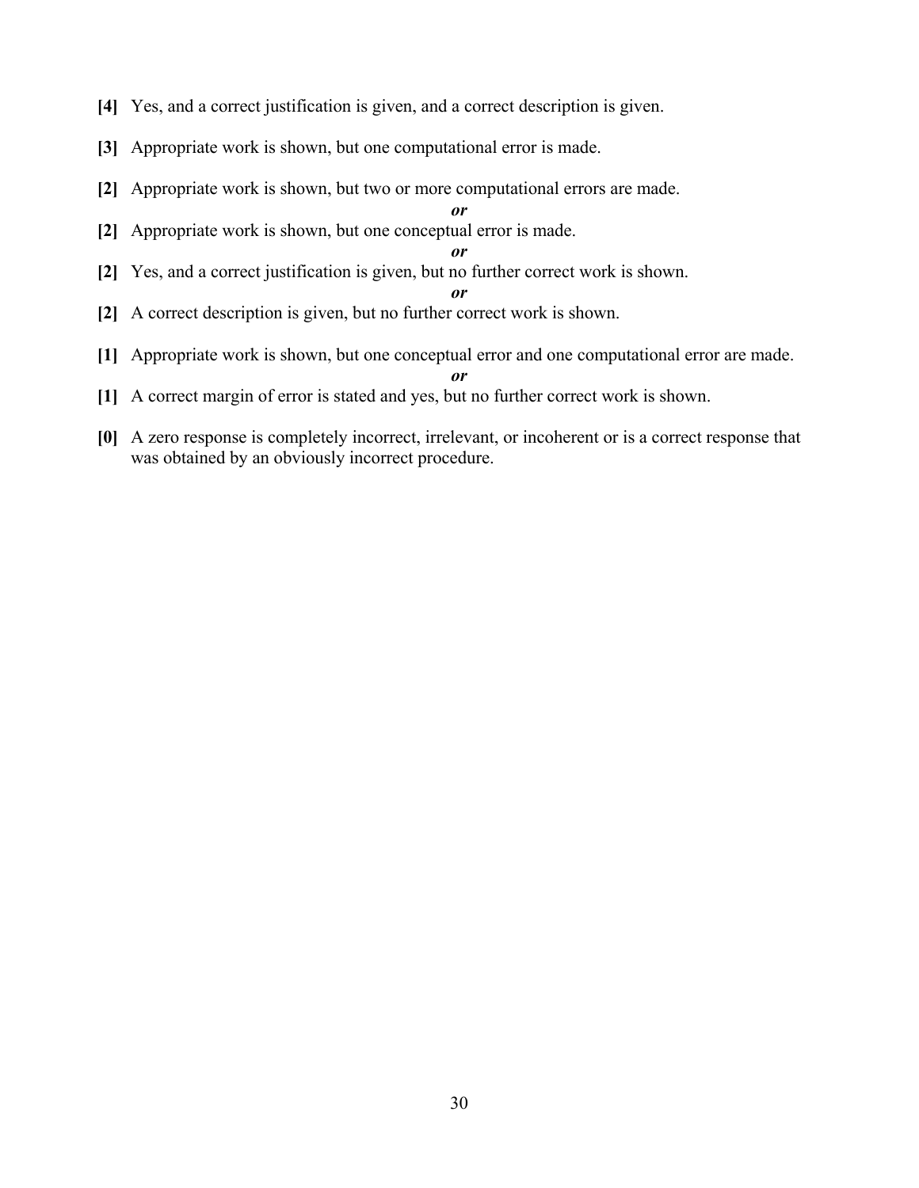**[4]** Yes, and a correct justification is given, and a correct description is given.

**[3]** Appropriate work is shown, but one computational error is made.

**[2]** Appropriate work is shown, but two or more computational errors are made.

***or***

**[2]** Appropriate work is shown, but one conceptual error is made.

***or***

**[2]** Yes, and a correct justification is given, but no further correct work is shown.

***or***

**[2]** A correct description is given, but no further correct work is shown.

**[1]** Appropriate work is shown, but one conceptual error and one computational error are made.

***or***

**[1]** A correct margin of error is stated and yes, but no further correct work is shown.

**[0]** A zero response is completely incorrect, irrelevant, or incoherent or is a correct response that was obtained by an obviously incorrect procedure.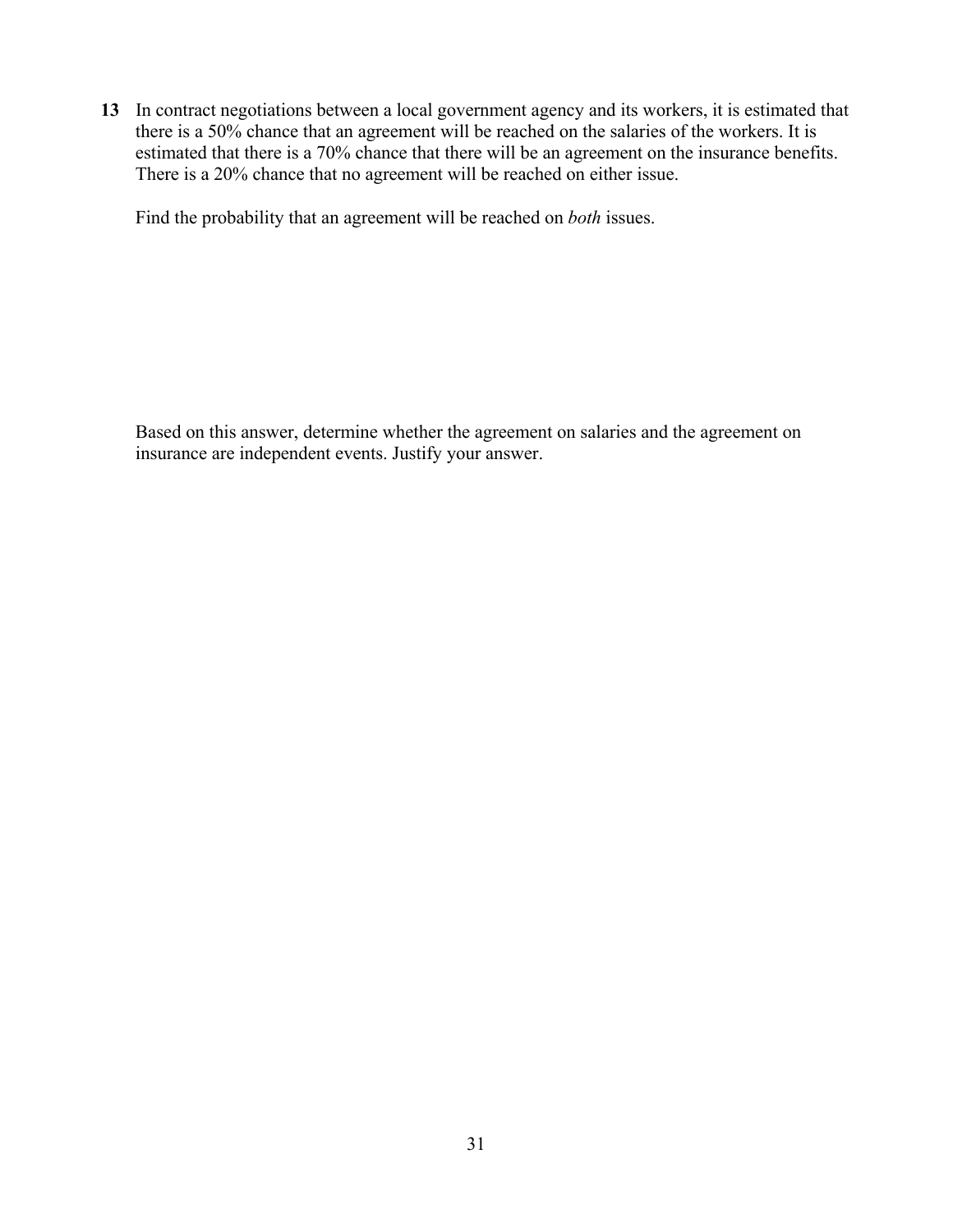**13** In contract negotiations between a local government agency and its workers, it is estimated that there is a 50% chance that an agreement will be reached on the salaries of the workers. It is estimated that there is a 70% chance that there will be an agreement on the insurance benefits. There is a 20% chance that no agreement will be reached on either issue.

Find the probability that an agreement will be reached on *both* issues.

Based on this answer, determine whether the agreement on salaries and the agreement on insurance are independent events. Justify your answer.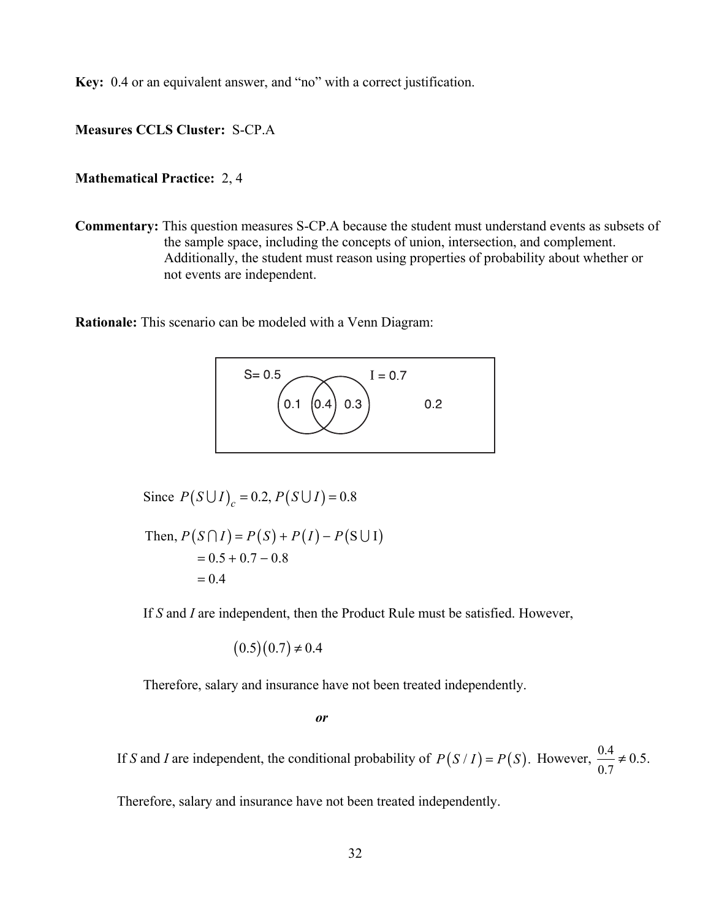**Key:** 0.4 or an equivalent answer, and "no" with a correct justification.

**Measures CCLS Cluster:** S-CP.A

**Mathematical Practice:** 2, 4

**Commentary:** This question measures S-CP.A because the student must understand events as subsets of the sample space, including the concepts of union, intersection, and complement. Additionally, the student must reason using properties of probability about whether or not events are independent.

**Rationale:** This scenario can be modeled with a Venn Diagram:

Since $P(S \cup I)_c = 0.2, P(S \cup I) = 0.8$

Then, $P(S \cap I) = P(S) + P(I) - P(\text{S} \cup \text{I})$

$= 0.5 + 0.7 - 0.8$

$= 0.4$

If *S* and *I* are independent, then the Product Rule must be satisfied. However,

$$(0.5)(0.7) \neq 0.4$$

Therefore, salary and insurance have not been treated independently.

***or***

If *S* and *I* are independent, the conditional probability of $P(S / I) = P(S)$. However, $\frac{0.4}{0.7} \neq 0.5.$

Therefore, salary and insurance have not been treated independently.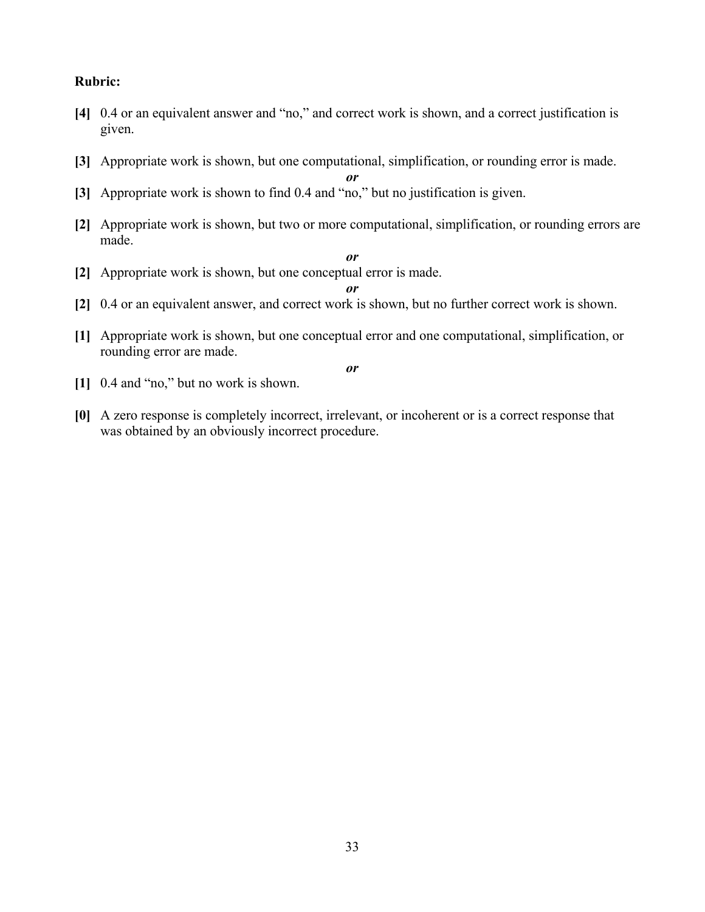**Rubric:**

**[4]** 0.4 or an equivalent answer and "no," and correct work is shown, and a correct justification is given.

**[3]** Appropriate work is shown, but one computational, simplification, or rounding error is made.

*or*

**[3]** Appropriate work is shown to find 0.4 and "no," but no justification is given.

**[2]** Appropriate work is shown, but two or more computational, simplification, or rounding errors are made.

*or*

**[2]** Appropriate work is shown, but one conceptual error is made.

*or*

**[2]** 0.4 or an equivalent answer, and correct work is shown, but no further correct work is shown.

**[1]** Appropriate work is shown, but one conceptual error and one computational, simplification, or rounding error are made.

*or*

**[1]** 0.4 and "no," but no work is shown.

**[0]** A zero response is completely incorrect, irrelevant, or incoherent or is a correct response that was obtained by an obviously incorrect procedure.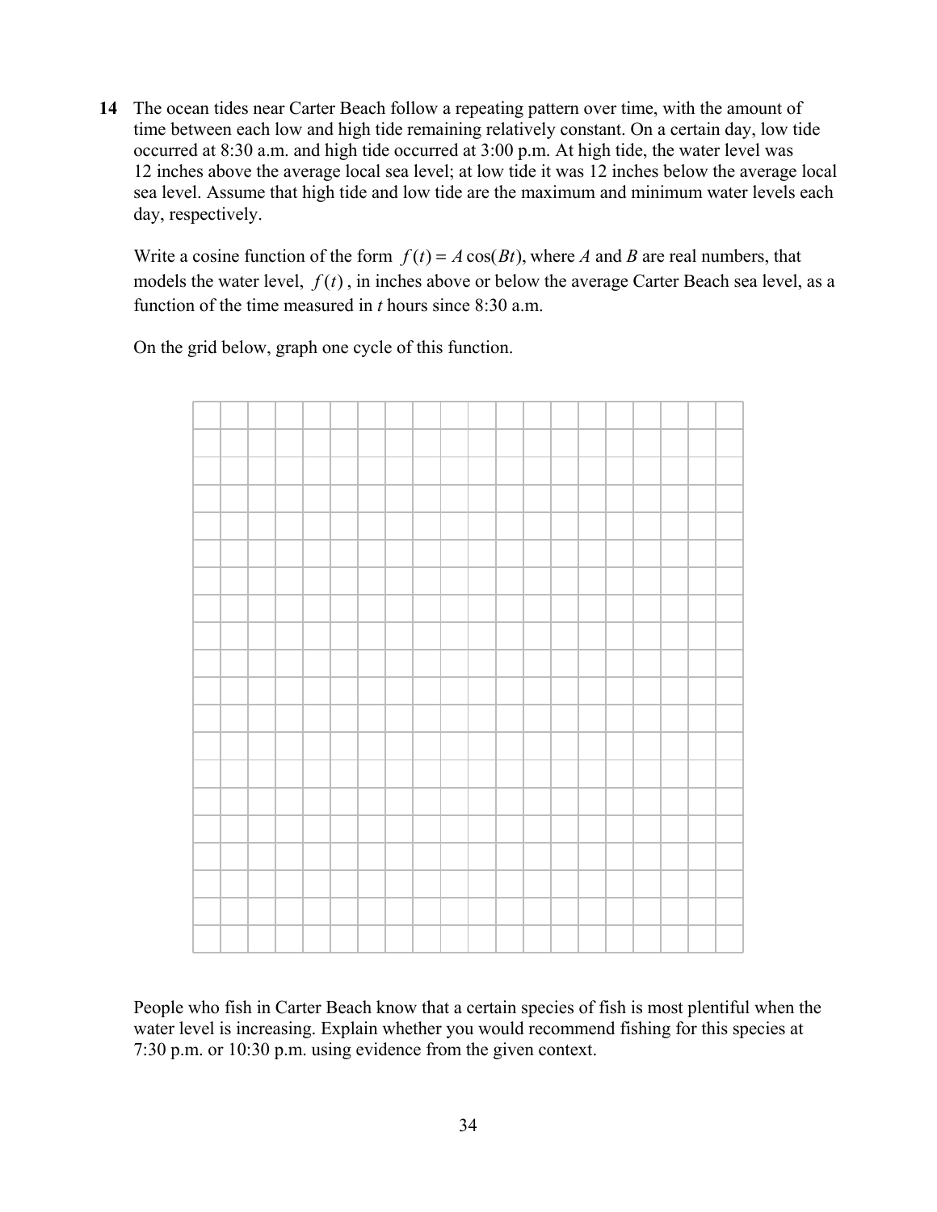**14** The ocean tides near Carter Beach follow a repeating pattern over time, with the amount of time between each low and high tide remaining relatively constant. On a certain day, low tide occurred at 8:30 a.m. and high tide occurred at 3:00 p.m. At high tide, the water level was 12 inches above the average local sea level; at low tide it was 12 inches below the average local sea level. Assume that high tide and low tide are the maximum and minimum water levels each day, respectively.

Write a cosine function of the form $f(t) = A\cos(Bt)$, where $A$ and $B$ are real numbers, that models the water level, $f(t)$, in inches above or below the average Carter Beach sea level, as a function of the time measured in $t$ hours since 8:30 a.m.

On the grid below, graph one cycle of this function.

People who fish in Carter Beach know that a certain species of fish is most plentiful when the water level is increasing. Explain whether you would recommend fishing for this species at 7:30 p.m. or 10:30 p.m. using evidence from the given context.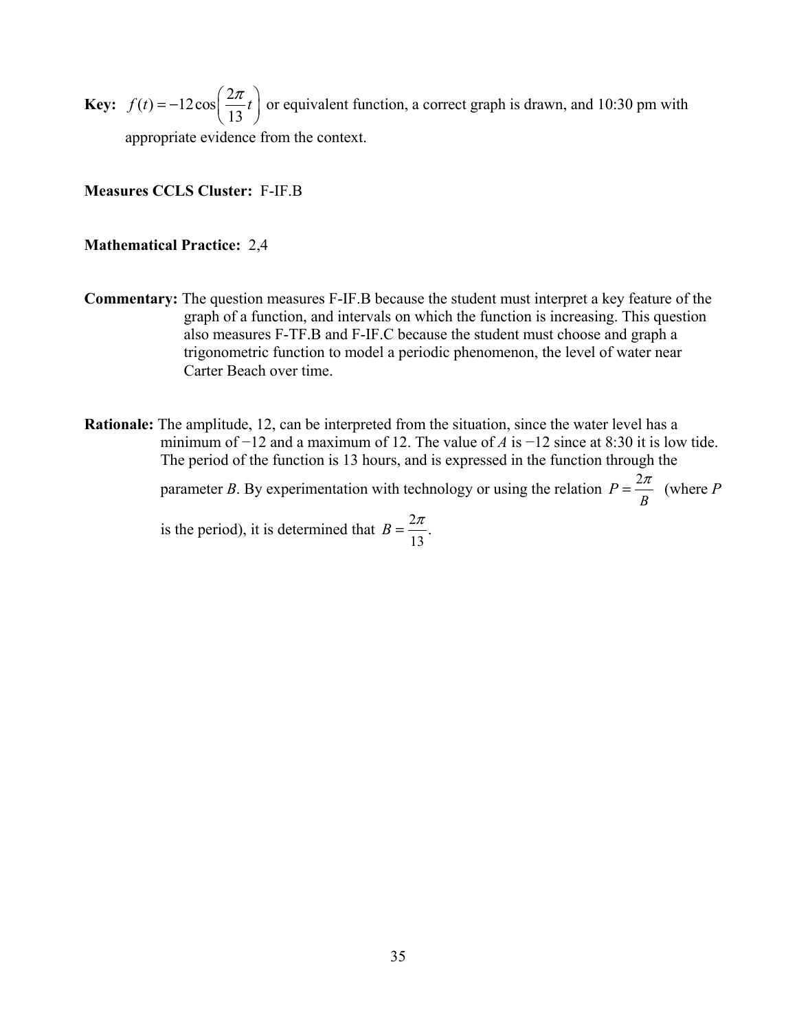**Key:** $f(t) = -12\cos\left(\frac{2\pi}{13}t\right)$ or equivalent function, a correct graph is drawn, and 10:30 pm with appropriate evidence from the context.

**Measures CCLS Cluster:** F-IF.B

**Mathematical Practice:** 2,4

**Commentary:** The question measures F-IF.B because the student must interpret a key feature of the graph of a function, and intervals on which the function is increasing. This question also measures F-TF.B and F-IF.C because the student must choose and graph a trigonometric function to model a periodic phenomenon, the level of water near Carter Beach over time.

**Rationale:** The amplitude, 12, can be interpreted from the situation, since the water level has a minimum of $-12$ and a maximum of 12. The value of $A$ is $-12$ since at 8:30 it is low tide. The period of the function is 13 hours, and is expressed in the function through the parameter $B$. By experimentation with technology or using the relation $P = \frac{2\pi}{B}$ (where $P$ is the period), it is determined that $B = \frac{2\pi}{13}$.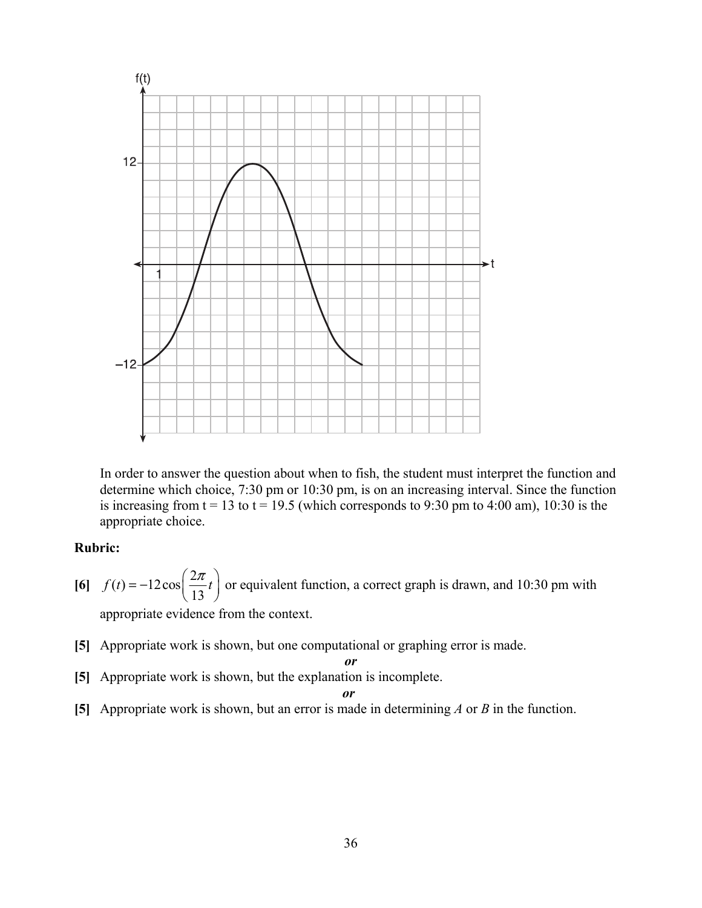In order to answer the question about when to fish, the student must interpret the function and determine which choice, 7:30 pm or 10:30 pm, is on an increasing interval. Since the function is increasing from t = 13 to t = 19.5 (which corresponds to 9:30 pm to 4:00 am), 10:30 is the appropriate choice.

**Rubric:**

**[6]** $f(t) = -12\cos\left(\frac{2\pi}{13}t\right)$ or equivalent function, a correct graph is drawn, and 10:30 pm with appropriate evidence from the context.

**[5]** Appropriate work is shown, but one computational or graphing error is made.

***or***

**[5]** Appropriate work is shown, but the explanation is incomplete.

***or***

**[5]** Appropriate work is shown, but an error is made in determining *A* or *B* in the function.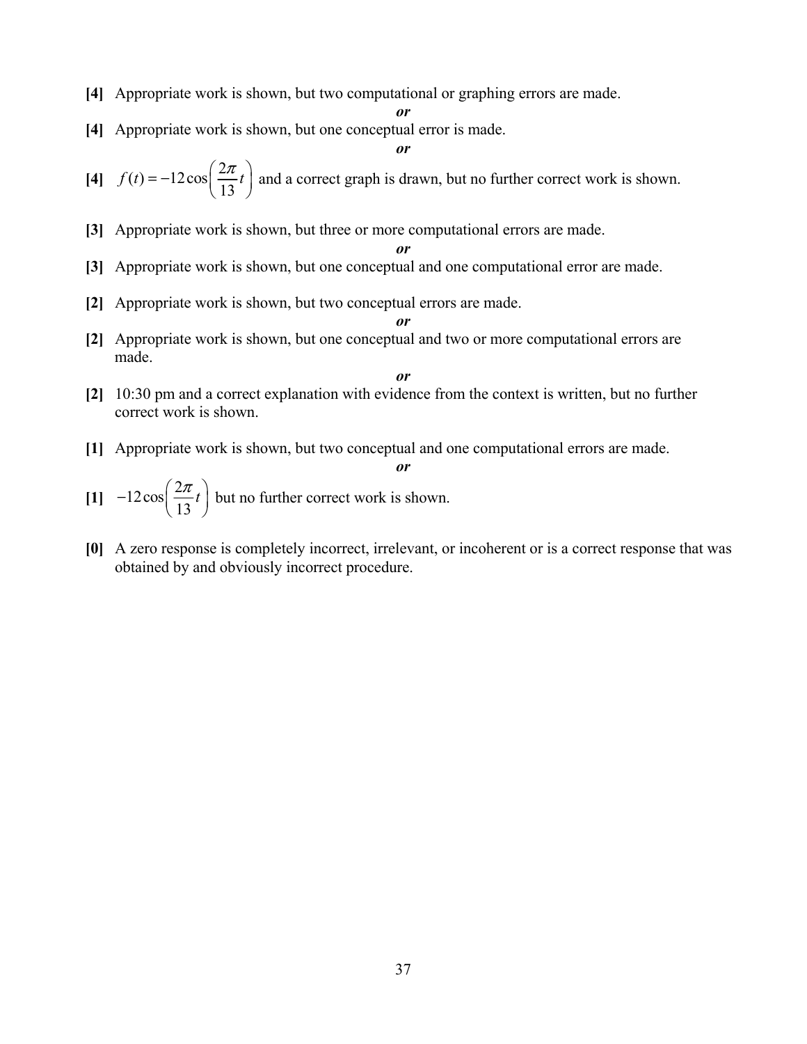**[4]** Appropriate work is shown, but two computational or graphing errors are made.

*or*

**[4]** Appropriate work is shown, but one conceptual error is made.

*or*

**[4]** $f(t) = -12\cos\left(\frac{2\pi}{13}t\right)$ and a correct graph is drawn, but no further correct work is shown.

**[3]** Appropriate work is shown, but three or more computational errors are made.

*or*

**[3]** Appropriate work is shown, but one conceptual and one computational error are made.

**[2]** Appropriate work is shown, but two conceptual errors are made.

*or*

**[2]** Appropriate work is shown, but one conceptual and two or more computational errors are made.

*or*

**[2]** 10:30 pm and a correct explanation with evidence from the context is written, but no further correct work is shown.

**[1]** Appropriate work is shown, but two conceptual and one computational errors are made.

*or*

**[1]** $-12\cos\left(\frac{2\pi}{13}t\right)$ but no further correct work is shown.

**[0]** A zero response is completely incorrect, irrelevant, or incoherent or is a correct response that was obtained by and obviously incorrect procedure.